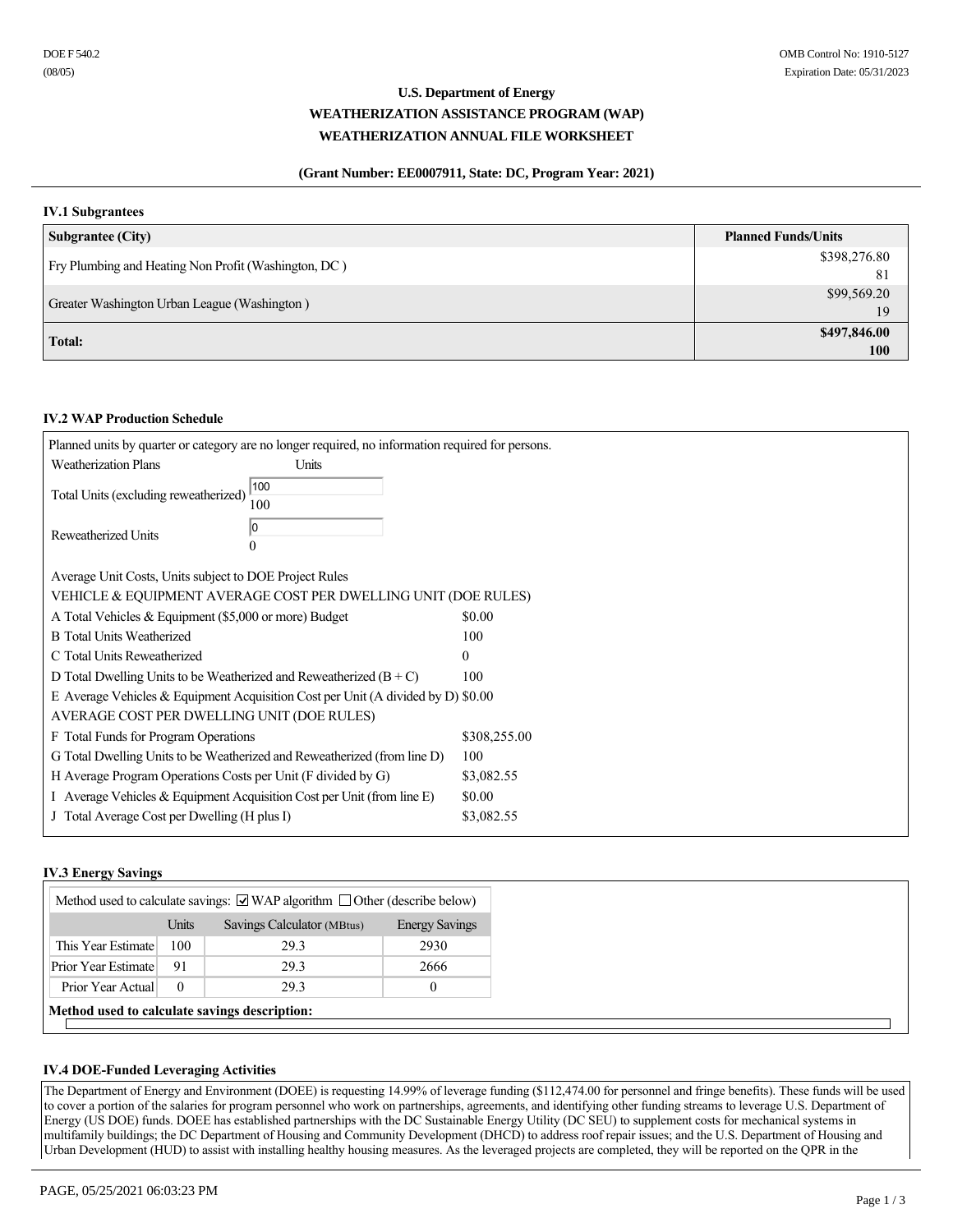DOE F 540.2
(08/05)

OMB Control No: 1910-5127
Expiration Date: 05/31/2023

# U.S. Department of Energy
## WEATHERIZATION ASSISTANCE PROGRAM (WAP)
## WEATHERIZATION ANNUAL FILE WORKSHEET

**(Grant Number: EE0007911, State: DC, Program Year: 2021)**

### IV.1 Subgrantees

| Subgrantee (City) | Planned Funds/Units |
|---|---|
| Fry Plumbing and Heating Non Profit (Washington, DC ) | $398,276.80<br>81 |
| Greater Washington Urban League (Washington ) | $99,569.20<br>19 |
| **Total:** | **$497,846.00**<br>**100** |

### IV.2 WAP Production Schedule

Planned units by quarter or category are no longer required, no information required for persons.

| Weatherization Plans | Units |
|---|---|
| Total Units (excluding reweatherized) | 100<br>100 |
| Reweatherized Units | 0<br>0 |

Average Unit Costs, Units subject to DOE Project Rules

| VEHICLE & EQUIPMENT AVERAGE COST PER DWELLING UNIT (DOE RULES) | |
|---|---|
| A Total Vehicles & Equipment ($5,000 or more) Budget | $0.00 |
| B Total Units Weatherized | 100 |
| C Total Units Reweatherized | 0 |
| D Total Dwelling Units to be Weatherized and Reweatherized (B + C) | 100 |
| E Average Vehicles & Equipment Acquisition Cost per Unit (A divided by D) | $0.00 |
| **AVERAGE COST PER DWELLING UNIT (DOE RULES)** | |
| F Total Funds for Program Operations | $308,255.00 |
| G Total Dwelling Units to be Weatherized and Reweatherized (from line D) | 100 |
| H Average Program Operations Costs per Unit (F divided by G) | $3,082.55 |
| I Average Vehicles & Equipment Acquisition Cost per Unit (from line E) | $0.00 |
| J Total Average Cost per Dwelling (H plus I) | $3,082.55 |

### IV.3 Energy Savings

Method used to calculate savings: ☑ WAP algorithm ☐ Other (describe below)

| | Units | Savings Calculator (MBtus) | Energy Savings |
|---|---|---|---|
| This Year Estimate | 100 | 29.3 | 2930 |
| Prior Year Estimate | 91 | 29.3 | 2666 |
| Prior Year Actual | 0 | 29.3 | 0 |

**Method used to calculate savings description:**

### IV.4 DOE-Funded Leveraging Activities

The Department of Energy and Environment (DOEE) is requesting 14.99% of leverage funding ($112,474.00 for personnel and fringe benefits). These funds will be used to cover a portion of the salaries for program personnel who work on partnerships, agreements, and identifying other funding streams to leverage U.S. Department of Energy (US DOE) funds. DOEE has established partnerships with the DC Sustainable Energy Utility (DC SEU) to supplement costs for mechanical systems in multifamily buildings; the DC Department of Housing and Community Development (DHCD) to address roof repair issues; and the U.S. Department of Housing and Urban Development (HUD) to assist with installing healthy housing measures. As the leveraged projects are completed, they will be reported on the QPR in the

PAGE, 05/25/2021 06:03:23 PM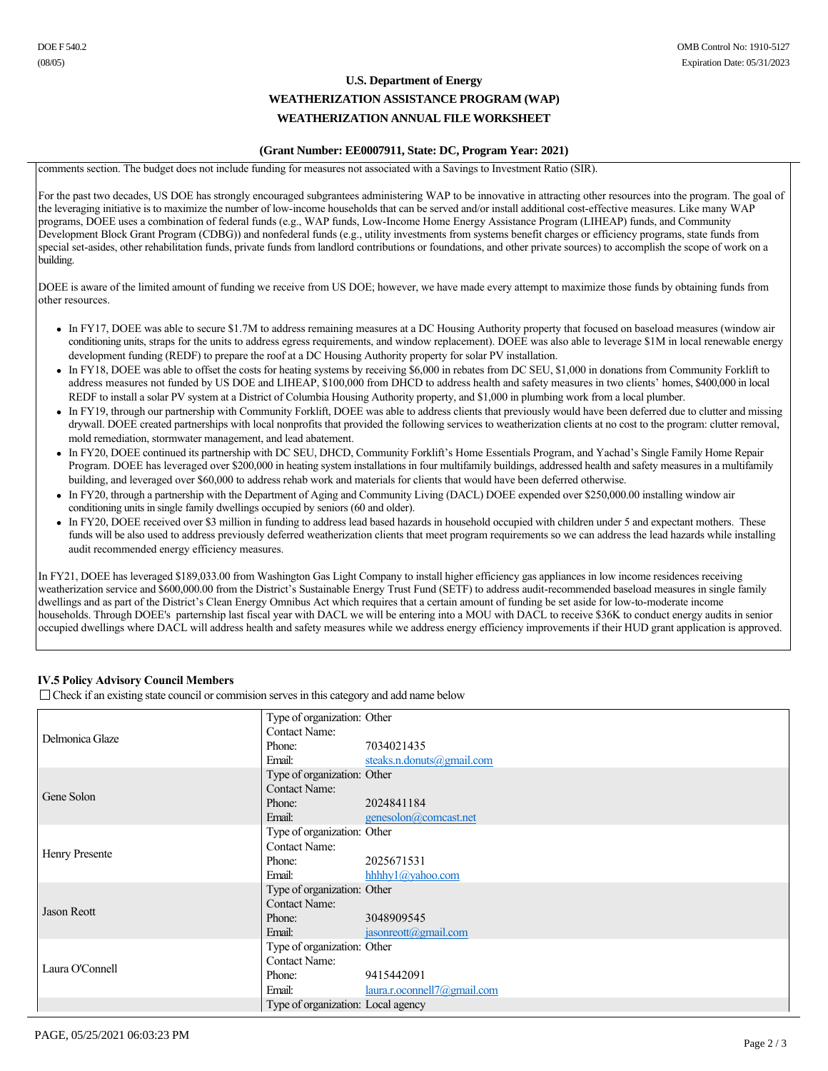comments section. The budget does not include funding for measures not associated with a Savings to Investment Ratio (SIR).

For the past two decades, US DOE has strongly encouraged subgrantees administering WAP to be innovative in attracting other resources into the program. The goal of the leveraging initiative is to maximize the number of low-income households that can be served and/or install additional cost-effective measures. Like many WAP programs, DOEE uses a combination of federal funds (e.g., WAP funds, Low-Income Home Energy Assistance Program (LIHEAP) funds, and Community Development Block Grant Program (CDBG)) and nonfederal funds (e.g., utility investments from systems benefit charges or efficiency programs, state funds from special set-asides, other rehabilitation funds, private funds from landlord contributions or foundations, and other private sources) to accomplish the scope of work on a building.

DOEE is aware of the limited amount of funding we receive from US DOE; however, we have made every attempt to maximize those funds by obtaining funds from other resources.

- In FY17, DOEE was able to secure $1.7M to address remaining measures at a DC Housing Authority property that focused on baseload measures (window air conditioning units, straps for the units to address egress requirements, and window replacement). DOEE was also able to leverage $1M in local renewable energy development funding (REDF) to prepare the roof at a DC Housing Authority property for solar PV installation.
- In FY18, DOEE was able to offset the costs for heating systems by receiving $6,000 in rebates from DC SEU, $1,000 in donations from Community Forklift to address measures not funded by US DOE and LIHEAP, $100,000 from DHCD to address health and safety measures in two clients' homes, $400,000 in local REDF to install a solar PV system at a District of Columbia Housing Authority property, and $1,000 in plumbing work from a local plumber.
- In FY19, through our partnership with Community Forklift, DOEE was able to address clients that previously would have been deferred due to clutter and missing drywall. DOEE created partnerships with local nonprofits that provided the following services to weatherization clients at no cost to the program: clutter removal, mold remediation, stormwater management, and lead abatement.
- In FY20, DOEE continued its partnership with DC SEU, DHCD, Community Forklift's Home Essentials Program, and Yachad's Single Family Home Repair Program. DOEE has leveraged over $200,000 in heating system installations in four multifamily buildings, addressed health and safety measures in a multifamily building, and leveraged over $60,000 to address rehab work and materials for clients that would have been deferred otherwise.
- In FY20, through a partnership with the Department of Aging and Community Living (DACL) DOEE expended over $250,000.00 installing window air conditioning units in single family dwellings occupied by seniors (60 and older).
- In FY20, DOEE received over $3 million in funding to address lead based hazards in household occupied with children under 5 and expectant mothers. These funds will be also used to address previously deferred weatherization clients that meet program requirements so we can address the lead hazards while installing audit recommended energy efficiency measures.

In FY21, DOEE has leveraged $189,033.00 from Washington Gas Light Company to install higher efficiency gas appliances in low income residences receiving weatherization service and $600,000.00 from the District's Sustainable Energy Trust Fund (SETF) to address audit-recommended baseload measures in single family dwellings and as part of the District's Clean Energy Omnibus Act which requires that a certain amount of funding be set aside for low-to-moderate income households. Through DOEE's parternship last fiscal year with DACL we will be entering into a MOU with DACL to receive $36K to conduct energy audits in senior occupied dwellings where DACL will address health and safety measures while we address energy efficiency improvements if their HUD grant application is approved.

### IV.5 Policy Advisory Council Members

☐ Check if an existing state council or commision serves in this category and add name below

| Name | Details | |
|---|---|---|
| Delmonica Glaze | Type of organization: | Other |
| | Contact Name: | |
| | Phone: | 7034021435 |
| | Email: | steaks.n.donuts@gmail.com |
| Gene Solon | Type of organization: | Other |
| | Contact Name: | |
| | Phone: | 2024841184 |
| | Email: | genesolon@comcast.net |
| Henry Presente | Type of organization: | Other |
| | Contact Name: | |
| | Phone: | 2025671531 |
| | Email: | hhhhy1@yahoo.com |
| Jason Reott | Type of organization: | Other |
| | Contact Name: | |
| | Phone: | 3048909545 |
| | Email: | jasonreott@gmail.com |
| Laura O'Connell | Type of organization: | Other |
| | Contact Name: | |
| | Phone: | 9415442091 |
| | Email: | laura.r.oconnell7@gmail.com |
| | Type of organization: | Local agency |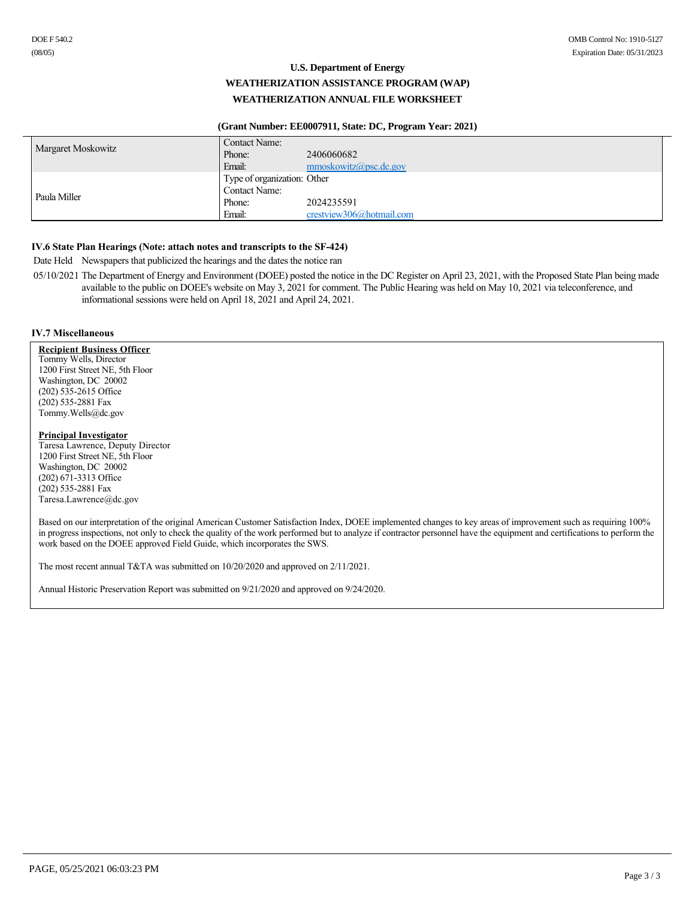**U.S. Department of Energy**

**WEATHERIZATION ASSISTANCE PROGRAM (WAP)**

**WEATHERIZATION ANNUAL FILE WORKSHEET**

**(Grant Number: EE0007911, State: DC, Program Year: 2021)**

| | | |
|---|---|---|
| Margaret Moskowitz | Contact Name: | |
| | Phone: | 2406060682 |
| | Email: | mmoskowitz@psc.dc.gov |
| Paula Miller | Type of organization: | Other |
| | Contact Name: | |
| | Phone: | 2024235591 |
| | Email: | crestview306@hotmail.com |

### IV.6 State Plan Hearings (Note: attach notes and transcripts to the SF-424)

| Date Held | Newspapers that publicized the hearings and the dates the notice ran |
|---|---|
| 05/10/2021 | The Department of Energy and Environment (DOEE) posted the notice in the DC Register on April 23, 2021, with the Proposed State Plan being made available to the public on DOEE's website on May 3, 2021 for comment. The Public Hearing was held on May 10, 2021 via teleconference, and informational sessions were held on April 18, 2021 and April 24, 2021. |

### IV.7 Miscellaneous

**Recipient Business Officer**
Tommy Wells, Director
1200 First Street NE, 5th Floor
Washington, DC 20002
(202) 535-2615 Office
(202) 535-2881 Fax
Tommy.Wells@dc.gov

**Principal Investigator**
Taresa Lawrence, Deputy Director
1200 First Street NE, 5th Floor
Washington, DC 20002
(202) 671-3313 Office
(202) 535-2881 Fax
Taresa.Lawrence@dc.gov

Based on our interpretation of the original American Customer Satisfaction Index, DOEE implemented changes to key areas of improvement such as requiring 100% in progress inspections, not only to check the quality of the work performed but to analyze if contractor personnel have the equipment and certifications to perform the work based on the DOEE approved Field Guide, which incorporates the SWS.

The most recent annual T&TA was submitted on 10/20/2020 and approved on 2/11/2021.

Annual Historic Preservation Report was submitted on 9/21/2020 and approved on 9/24/2020.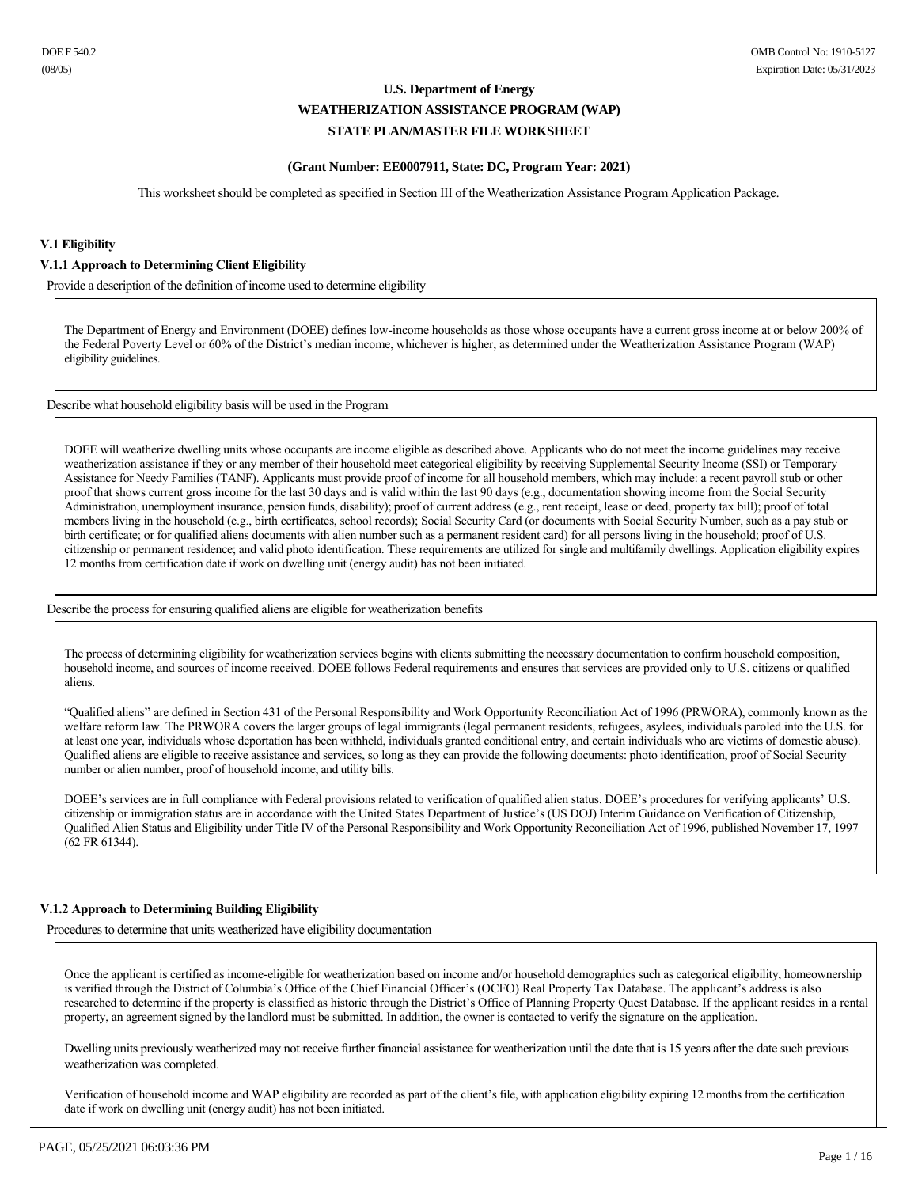DOE F 540.2
(08/05)

OMB Control No: 1910-5127
Expiration Date: 05/31/2023

**U.S. Department of Energy**

**WEATHERIZATION ASSISTANCE PROGRAM (WAP)**

**STATE PLAN/MASTER FILE WORKSHEET**

**(Grant Number: EE0007911, State: DC, Program Year: 2021)**

This worksheet should be completed as specified in Section III of the Weatherization Assistance Program Application Package.

### V.1 Eligibility

#### V.1.1 Approach to Determining Client Eligibility

Provide a description of the definition of income used to determine eligibility

The Department of Energy and Environment (DOEE) defines low-income households as those whose occupants have a current gross income at or below 200% of the Federal Poverty Level or 60% of the District's median income, whichever is higher, as determined under the Weatherization Assistance Program (WAP) eligibility guidelines.

Describe what household eligibility basis will be used in the Program

DOEE will weatherize dwelling units whose occupants are income eligible as described above. Applicants who do not meet the income guidelines may receive weatherization assistance if they or any member of their household meet categorical eligibility by receiving Supplemental Security Income (SSI) or Temporary Assistance for Needy Families (TANF). Applicants must provide proof of income for all household members, which may include: a recent payroll stub or other proof that shows current gross income for the last 30 days and is valid within the last 90 days (e.g., documentation showing income from the Social Security Administration, unemployment insurance, pension funds, disability); proof of current address (e.g., rent receipt, lease or deed, property tax bill); proof of total members living in the household (e.g., birth certificates, school records); Social Security Card (or documents with Social Security Number, such as a pay stub or birth certificate; or for qualified aliens documents with alien number such as a permanent resident card) for all persons living in the household; proof of U.S. citizenship or permanent residence; and valid photo identification. These requirements are utilized for single and multifamily dwellings. Application eligibility expires 12 months from certification date if work on dwelling unit (energy audit) has not been initiated.

Describe the process for ensuring qualified aliens are eligible for weatherization benefits

The process of determining eligibility for weatherization services begins with clients submitting the necessary documentation to confirm household composition, household income, and sources of income received. DOEE follows Federal requirements and ensures that services are provided only to U.S. citizens or qualified aliens.

"Qualified aliens" are defined in Section 431 of the Personal Responsibility and Work Opportunity Reconciliation Act of 1996 (PRWORA), commonly known as the welfare reform law. The PRWORA covers the larger groups of legal immigrants (legal permanent residents, refugees, asylees, individuals paroled into the U.S. for at least one year, individuals whose deportation has been withheld, individuals granted conditional entry, and certain individuals who are victims of domestic abuse). Qualified aliens are eligible to receive assistance and services, so long as they can provide the following documents: photo identification, proof of Social Security number or alien number, proof of household income, and utility bills.

DOEE's services are in full compliance with Federal provisions related to verification of qualified alien status. DOEE's procedures for verifying applicants' U.S. citizenship or immigration status are in accordance with the United States Department of Justice's (US DOJ) Interim Guidance on Verification of Citizenship, Qualified Alien Status and Eligibility under Title IV of the Personal Responsibility and Work Opportunity Reconciliation Act of 1996, published November 17, 1997 (62 FR 61344).

#### V.1.2 Approach to Determining Building Eligibility

Procedures to determine that units weatherized have eligibility documentation

Once the applicant is certified as income-eligible for weatherization based on income and/or household demographics such as categorical eligibility, homeownership is verified through the District of Columbia's Office of the Chief Financial Officer's (OCFO) Real Property Tax Database. The applicant's address is also researched to determine if the property is classified as historic through the District's Office of Planning Property Quest Database. If the applicant resides in a rental property, an agreement signed by the landlord must be submitted. In addition, the owner is contacted to verify the signature on the application.

Dwelling units previously weatherized may not receive further financial assistance for weatherization until the date that is 15 years after the date such previous weatherization was completed.

Verification of household income and WAP eligibility are recorded as part of the client's file, with application eligibility expiring 12 months from the certification date if work on dwelling unit (energy audit) has not been initiated.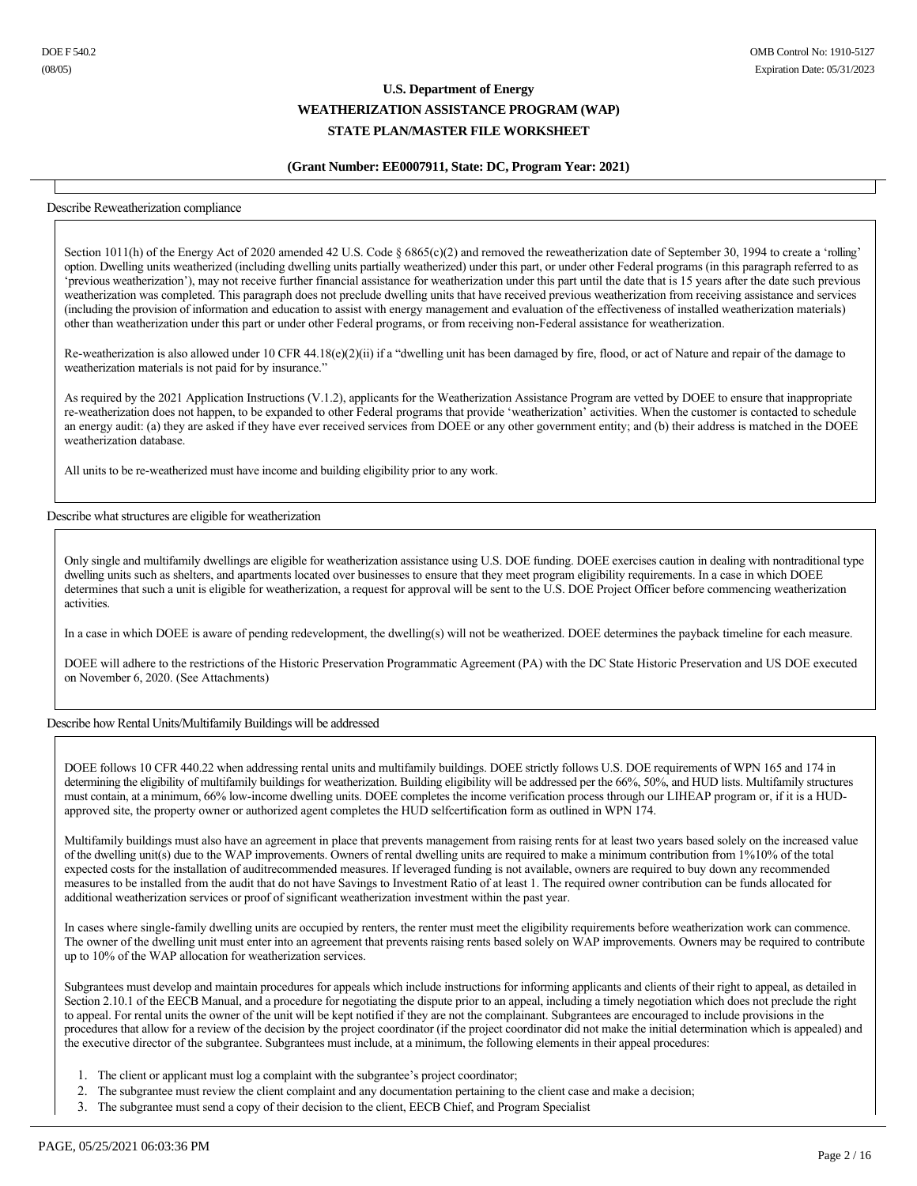U.S. Department of Energy

WEATHERIZATION ASSISTANCE PROGRAM (WAP)

STATE PLAN/MASTER FILE WORKSHEET

(Grant Number: EE0007911, State: DC, Program Year: 2021)

Describe Reweatherization compliance

Section 1011(h) of the Energy Act of 2020 amended 42 U.S. Code § 6865(c)(2) and removed the reweatherization date of September 30, 1994 to create a 'rolling' option. Dwelling units weatherized (including dwelling units partially weatherized) under this part, or under other Federal programs (in this paragraph referred to as 'previous weatherization'), may not receive further financial assistance for weatherization under this part until the date that is 15 years after the date such previous weatherization was completed. This paragraph does not preclude dwelling units that have received previous weatherization from receiving assistance and services (including the provision of information and education to assist with energy management and evaluation of the effectiveness of installed weatherization materials) other than weatherization under this part or under other Federal programs, or from receiving non-Federal assistance for weatherization.

Re-weatherization is also allowed under 10 CFR 44.18(e)(2)(ii) if a "dwelling unit has been damaged by fire, flood, or act of Nature and repair of the damage to weatherization materials is not paid for by insurance."

As required by the 2021 Application Instructions (V.1.2), applicants for the Weatherization Assistance Program are vetted by DOEE to ensure that inappropriate re-weatherization does not happen, to be expanded to other Federal programs that provide 'weatherization' activities. When the customer is contacted to schedule an energy audit: (a) they are asked if they have ever received services from DOEE or any other government entity; and (b) their address is matched in the DOEE weatherization database.

All units to be re-weatherized must have income and building eligibility prior to any work.

Describe what structures are eligible for weatherization

Only single and multifamily dwellings are eligible for weatherization assistance using U.S. DOE funding. DOEE exercises caution in dealing with nontraditional type dwelling units such as shelters, and apartments located over businesses to ensure that they meet program eligibility requirements. In a case in which DOEE determines that such a unit is eligible for weatherization, a request for approval will be sent to the U.S. DOE Project Officer before commencing weatherization activities.

In a case in which DOEE is aware of pending redevelopment, the dwelling(s) will not be weatherized. DOEE determines the payback timeline for each measure.

DOEE will adhere to the restrictions of the Historic Preservation Programmatic Agreement (PA) with the DC State Historic Preservation and US DOE executed on November 6, 2020. (See Attachments)

Describe how Rental Units/Multifamily Buildings will be addressed

DOEE follows 10 CFR 440.22 when addressing rental units and multifamily buildings. DOEE strictly follows U.S. DOE requirements of WPN 165 and 174 in determining the eligibility of multifamily buildings for weatherization. Building eligibility will be addressed per the 66%, 50%, and HUD lists. Multifamily structures must contain, at a minimum, 66% low-income dwelling units. DOEE completes the income verification process through our LIHEAP program or, if it is a HUD-approved site, the property owner or authorized agent completes the HUD selfcertification form as outlined in WPN 174.

Multifamily buildings must also have an agreement in place that prevents management from raising rents for at least two years based solely on the increased value of the dwelling unit(s) due to the WAP improvements. Owners of rental dwelling units are required to make a minimum contribution from 1%10% of the total expected costs for the installation of auditrecommended measures. If leveraged funding is not available, owners are required to buy down any recommended measures to be installed from the audit that do not have Savings to Investment Ratio of at least 1. The required owner contribution can be funds allocated for additional weatherization services or proof of significant weatherization investment within the past year.

In cases where single-family dwelling units are occupied by renters, the renter must meet the eligibility requirements before weatherization work can commence. The owner of the dwelling unit must enter into an agreement that prevents raising rents based solely on WAP improvements. Owners may be required to contribute up to 10% of the WAP allocation for weatherization services.

Subgrantees must develop and maintain procedures for appeals which include instructions for informing applicants and clients of their right to appeal, as detailed in Section 2.10.1 of the EECB Manual, and a procedure for negotiating the dispute prior to an appeal, including a timely negotiation which does not preclude the right to appeal. For rental units the owner of the unit will be kept notified if they are not the complainant. Subgrantees are encouraged to include provisions in the procedures that allow for a review of the decision by the project coordinator (if the project coordinator did not make the initial determination which is appealed) and the executive director of the subgrantee. Subgrantees must include, at a minimum, the following elements in their appeal procedures:

1. The client or applicant must log a complaint with the subgrantee's project coordinator;
2. The subgrantee must review the client complaint and any documentation pertaining to the client case and make a decision;
3. The subgrantee must send a copy of their decision to the client, EECB Chief, and Program Specialist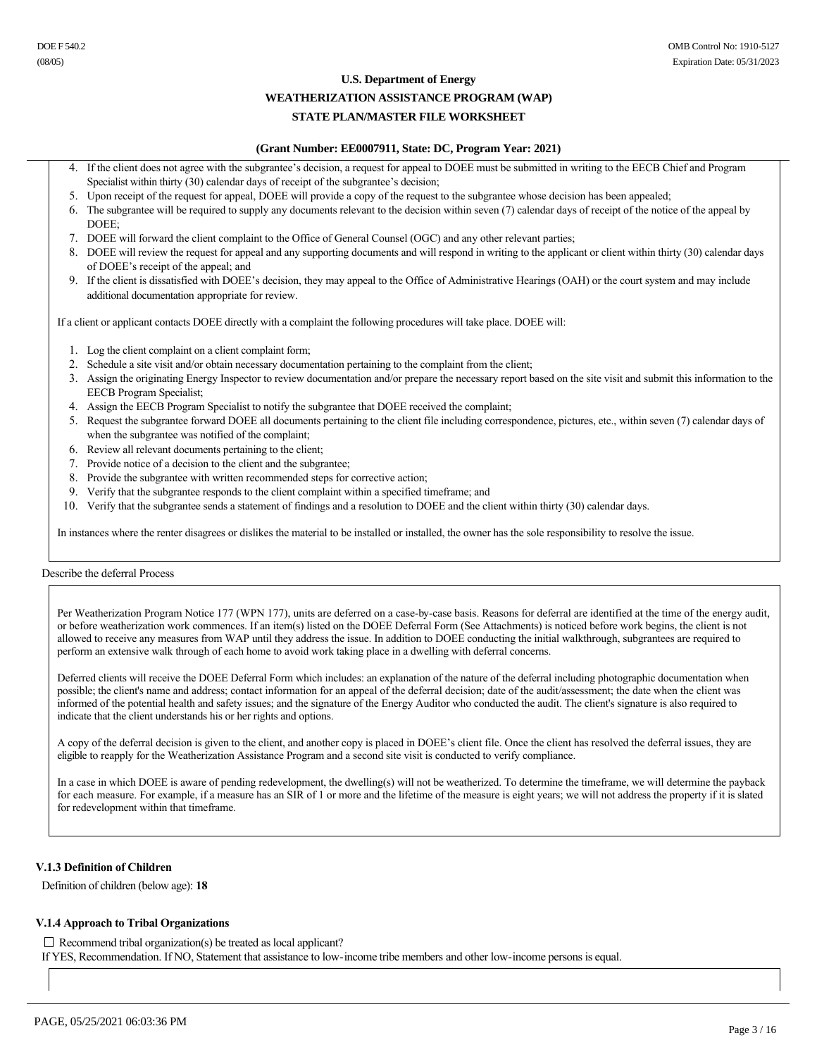4. If the client does not agree with the subgrantee's decision, a request for appeal to DOEE must be submitted in writing to the EECB Chief and Program Specialist within thirty (30) calendar days of receipt of the subgrantee's decision;
5. Upon receipt of the request for appeal, DOEE will provide a copy of the request to the subgrantee whose decision has been appealed;
6. The subgrantee will be required to supply any documents relevant to the decision within seven (7) calendar days of receipt of the notice of the appeal by DOEE;
7. DOEE will forward the client complaint to the Office of General Counsel (OGC) and any other relevant parties;
8. DOEE will review the request for appeal and any supporting documents and will respond in writing to the applicant or client within thirty (30) calendar days of DOEE's receipt of the appeal; and
9. If the client is dissatisfied with DOEE's decision, they may appeal to the Office of Administrative Hearings (OAH) or the court system and may include additional documentation appropriate for review.

If a client or applicant contacts DOEE directly with a complaint the following procedures will take place. DOEE will:

1. Log the client complaint on a client complaint form;
2. Schedule a site visit and/or obtain necessary documentation pertaining to the complaint from the client;
3. Assign the originating Energy Inspector to review documentation and/or prepare the necessary report based on the site visit and submit this information to the EECB Program Specialist;
4. Assign the EECB Program Specialist to notify the subgrantee that DOEE received the complaint;
5. Request the subgrantee forward DOEE all documents pertaining to the client file including correspondence, pictures, etc., within seven (7) calendar days of when the subgrantee was notified of the complaint;
6. Review all relevant documents pertaining to the client;
7. Provide notice of a decision to the client and the subgrantee;
8. Provide the subgrantee with written recommended steps for corrective action;
9. Verify that the subgrantee responds to the client complaint within a specified timeframe; and
10. Verify that the subgrantee sends a statement of findings and a resolution to DOEE and the client within thirty (30) calendar days.

In instances where the renter disagrees or dislikes the material to be installed or installed, the owner has the sole responsibility to resolve the issue.

Describe the deferral Process

Per Weatherization Program Notice 177 (WPN 177), units are deferred on a case-by-case basis. Reasons for deferral are identified at the time of the energy audit, or before weatherization work commences. If an item(s) listed on the DOEE Deferral Form (See Attachments) is noticed before work begins, the client is not allowed to receive any measures from WAP until they address the issue. In addition to DOEE conducting the initial walkthrough, subgrantees are required to perform an extensive walk through of each home to avoid work taking place in a dwelling with deferral concerns.

Deferred clients will receive the DOEE Deferral Form which includes: an explanation of the nature of the deferral including photographic documentation when possible; the client's name and address; contact information for an appeal of the deferral decision; date of the audit/assessment; the date when the client was informed of the potential health and safety issues; and the signature of the Energy Auditor who conducted the audit. The client's signature is also required to indicate that the client understands his or her rights and options.

A copy of the deferral decision is given to the client, and another copy is placed in DOEE's client file. Once the client has resolved the deferral issues, they are eligible to reapply for the Weatherization Assistance Program and a second site visit is conducted to verify compliance.

In a case in which DOEE is aware of pending redevelopment, the dwelling(s) will not be weatherized. To determine the timeframe, we will determine the payback for each measure. For example, if a measure has an SIR of 1 or more and the lifetime of the measure is eight years; we will not address the property if it is slated for redevelopment within that timeframe.

### V.1.3 Definition of Children

Definition of children (below age): **18**

### V.1.4 Approach to Tribal Organizations

☐ Recommend tribal organization(s) be treated as local applicant?

If YES, Recommendation. If NO, Statement that assistance to low-income tribe members and other low-income persons is equal.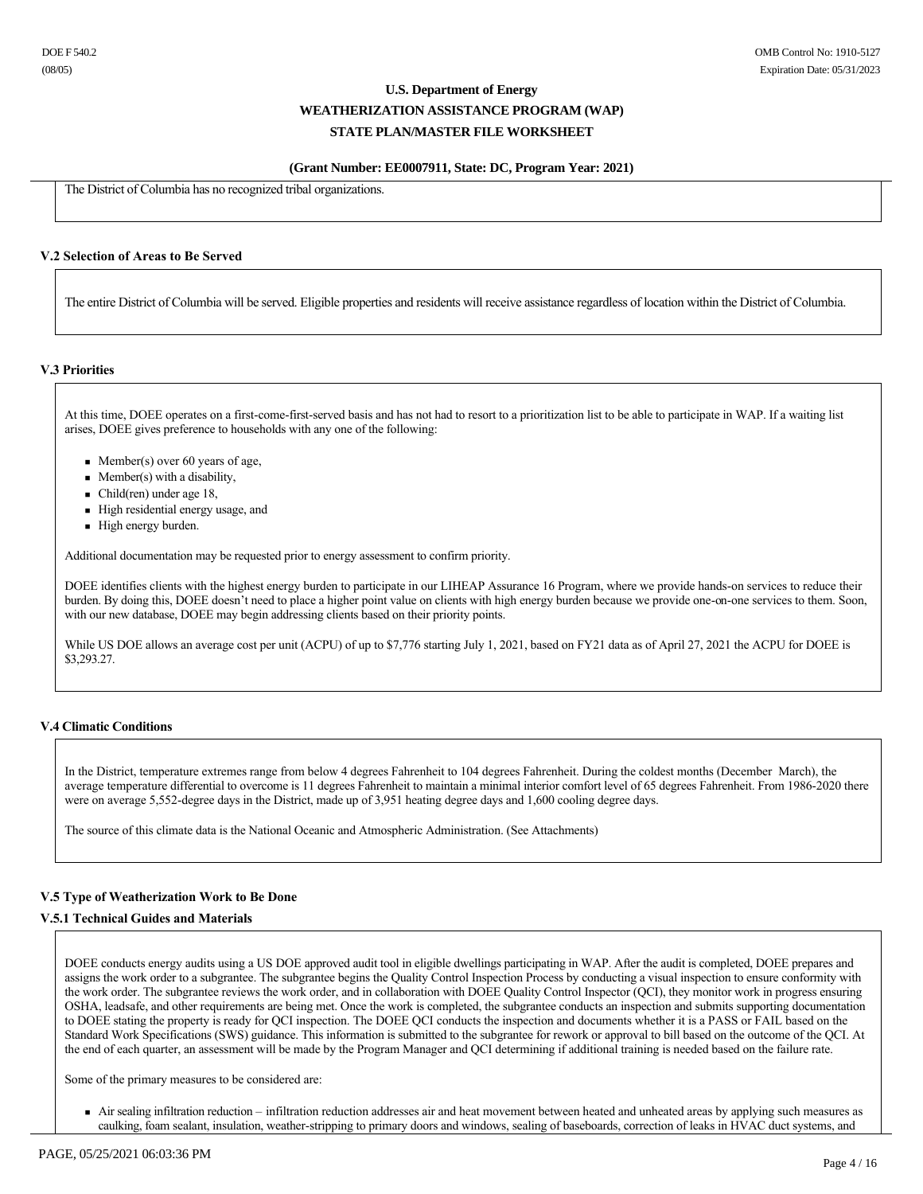The District of Columbia has no recognized tribal organizations.

### V.2 Selection of Areas to Be Served

The entire District of Columbia will be served. Eligible properties and residents will receive assistance regardless of location within the District of Columbia.

### V.3 Priorities

At this time, DOEE operates on a first-come-first-served basis and has not had to resort to a prioritization list to be able to participate in WAP. If a waiting list arises, DOEE gives preference to households with any one of the following:

- Member(s) over 60 years of age,
- Member(s) with a disability,
- Child(ren) under age 18,
- High residential energy usage, and
- High energy burden.

Additional documentation may be requested prior to energy assessment to confirm priority.

DOEE identifies clients with the highest energy burden to participate in our LIHEAP Assurance 16 Program, where we provide hands-on services to reduce their burden. By doing this, DOEE doesn't need to place a higher point value on clients with high energy burden because we provide one-on-one services to them. Soon, with our new database, DOEE may begin addressing clients based on their priority points.

While US DOE allows an average cost per unit (ACPU) of up to $7,776 starting July 1, 2021, based on FY21 data as of April 27, 2021 the ACPU for DOEE is $3,293.27.

### V.4 Climatic Conditions

In the District, temperature extremes range from below 4 degrees Fahrenheit to 104 degrees Fahrenheit. During the coldest months (December March), the average temperature differential to overcome is 11 degrees Fahrenheit to maintain a minimal interior comfort level of 65 degrees Fahrenheit. From 1986-2020 there were on average 5,552-degree days in the District, made up of 3,951 heating degree days and 1,600 cooling degree days.

The source of this climate data is the National Oceanic and Atmospheric Administration. (See Attachments)

### V.5 Type of Weatherization Work to Be Done

#### V.5.1 Technical Guides and Materials

DOEE conducts energy audits using a US DOE approved audit tool in eligible dwellings participating in WAP. After the audit is completed, DOEE prepares and assigns the work order to a subgrantee. The subgrantee begins the Quality Control Inspection Process by conducting a visual inspection to ensure conformity with the work order. The subgrantee reviews the work order, and in collaboration with DOEE Quality Control Inspector (QCI), they monitor work in progress ensuring OSHA, leadsafe, and other requirements are being met. Once the work is completed, the subgrantee conducts an inspection and submits supporting documentation to DOEE stating the property is ready for QCI inspection. The DOEE QCI conducts the inspection and documents whether it is a PASS or FAIL based on the Standard Work Specifications (SWS) guidance. This information is submitted to the subgrantee for rework or approval to bill based on the outcome of the QCI. At the end of each quarter, an assessment will be made by the Program Manager and QCI determining if additional training is needed based on the failure rate.

Some of the primary measures to be considered are:

- Air sealing infiltration reduction – infiltration reduction addresses air and heat movement between heated and unheated areas by applying such measures as caulking, foam sealant, insulation, weather-stripping to primary doors and windows, sealing of baseboards, correction of leaks in HVAC duct systems, and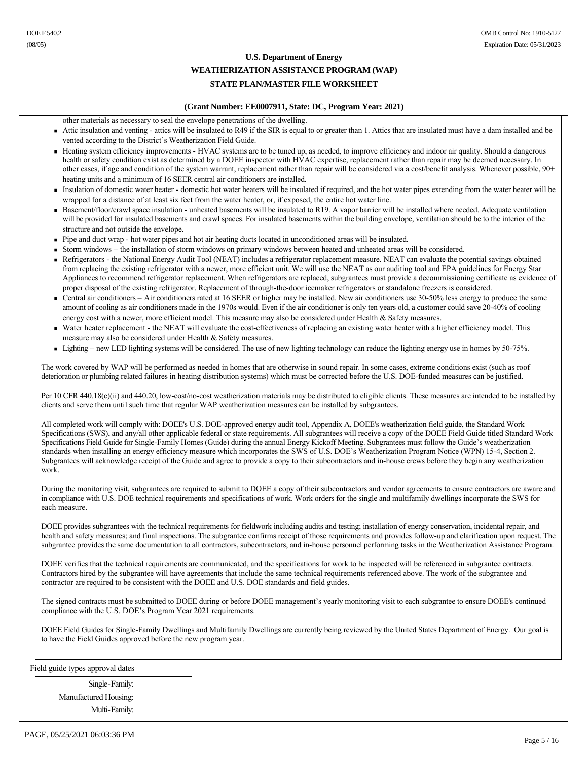other materials as necessary to seal the envelope penetrations of the dwelling.

- Attic insulation and venting - attics will be insulated to R49 if the SIR is equal to or greater than 1. Attics that are insulated must have a dam installed and be vented according to the District's Weatherization Field Guide.
- Heating system efficiency improvements - HVAC systems are to be tuned up, as needed, to improve efficiency and indoor air quality. Should a dangerous health or safety condition exist as determined by a DOEE inspector with HVAC expertise, replacement rather than repair may be deemed necessary. In other cases, if age and condition of the system warrant, replacement rather than repair will be considered via a cost/benefit analysis. Whenever possible, 90+ heating units and a minimum of 16 SEER central air conditioners are installed.
- Insulation of domestic water heater - domestic hot water heaters will be insulated if required, and the hot water pipes extending from the water heater will be wrapped for a distance of at least six feet from the water heater, or, if exposed, the entire hot water line.
- Basement/floor/crawl space insulation - unheated basements will be insulated to R19. A vapor barrier will be installed where needed. Adequate ventilation will be provided for insulated basements and crawl spaces. For insulated basements within the building envelope, ventilation should be to the interior of the structure and not outside the envelope.
- Pipe and duct wrap - hot water pipes and hot air heating ducts located in unconditioned areas will be insulated.
- Storm windows – the installation of storm windows on primary windows between heated and unheated areas will be considered.
- Refrigerators - the National Energy Audit Tool (NEAT) includes a refrigerator replacement measure. NEAT can evaluate the potential savings obtained from replacing the existing refrigerator with a newer, more efficient unit. We will use the NEAT as our auditing tool and EPA guidelines for Energy Star Appliances to recommend refrigerator replacement. When refrigerators are replaced, subgrantees must provide a decommissioning certificate as evidence of proper disposal of the existing refrigerator. Replacement of through-the-door icemaker refrigerators or standalone freezers is considered.
- Central air conditioners – Air conditioners rated at 16 SEER or higher may be installed. New air conditioners use 30-50% less energy to produce the same amount of cooling as air conditioners made in the 1970s would. Even if the air conditioner is only ten years old, a customer could save 20-40% of cooling energy cost with a newer, more efficient model. This measure may also be considered under Health & Safety measures.
- Water heater replacement - the NEAT will evaluate the cost-effectiveness of replacing an existing water heater with a higher efficiency model. This measure may also be considered under Health & Safety measures.
- Lighting – new LED lighting systems will be considered. The use of new lighting technology can reduce the lighting energy use in homes by 50-75%.

The work covered by WAP will be performed as needed in homes that are otherwise in sound repair. In some cases, extreme conditions exist (such as roof deterioration or plumbing related failures in heating distribution systems) which must be corrected before the U.S. DOE-funded measures can be justified.

Per 10 CFR 440.18(c)(ii) and 440.20, low-cost/no-cost weatherization materials may be distributed to eligible clients. These measures are intended to be installed by clients and serve them until such time that regular WAP weatherization measures can be installed by subgrantees.

All completed work will comply with: DOEE's U.S. DOE-approved energy audit tool, Appendix A, DOEE's weatherization field guide, the Standard Work Specifications (SWS), and any/all other applicable federal or state requirements. All subgrantees will receive a copy of the DOEE Field Guide titled Standard Work Specifications Field Guide for Single-Family Homes (Guide) during the annual Energy Kickoff Meeting. Subgrantees must follow the Guide's weatherization standards when installing an energy efficiency measure which incorporates the SWS of U.S. DOE's Weatherization Program Notice (WPN) 15-4, Section 2. Subgrantees will acknowledge receipt of the Guide and agree to provide a copy to their subcontractors and in-house crews before they begin any weatherization work.

During the monitoring visit, subgrantees are required to submit to DOEE a copy of their subcontractors and vendor agreements to ensure contractors are aware and in compliance with U.S. DOE technical requirements and specifications of work. Work orders for the single and multifamily dwellings incorporate the SWS for each measure.

DOEE provides subgrantees with the technical requirements for fieldwork including audits and testing; installation of energy conservation, incidental repair, and health and safety measures; and final inspections. The subgrantee confirms receipt of those requirements and provides follow-up and clarification upon request. The subgrantee provides the same documentation to all contractors, subcontractors, and in-house personnel performing tasks in the Weatherization Assistance Program.

DOEE verifies that the technical requirements are communicated, and the specifications for work to be inspected will be referenced in subgrantee contracts. Contractors hired by the subgrantee will have agreements that include the same technical requirements referenced above. The work of the subgrantee and contractor are required to be consistent with the DOEE and U.S. DOE standards and field guides.

The signed contracts must be submitted to DOEE during or before DOEE management's yearly monitoring visit to each subgrantee to ensure DOEE's continued compliance with the U.S. DOE's Program Year 2021 requirements.

DOEE Field Guides for Single-Family Dwellings and Multifamily Dwellings are currently being reviewed by the United States Department of Energy. Our goal is to have the Field Guides approved before the new program year.

Field guide types approval dates

| | |
|---|---|
| Single-Family: | |
| Manufactured Housing: | |
| Multi-Family: | |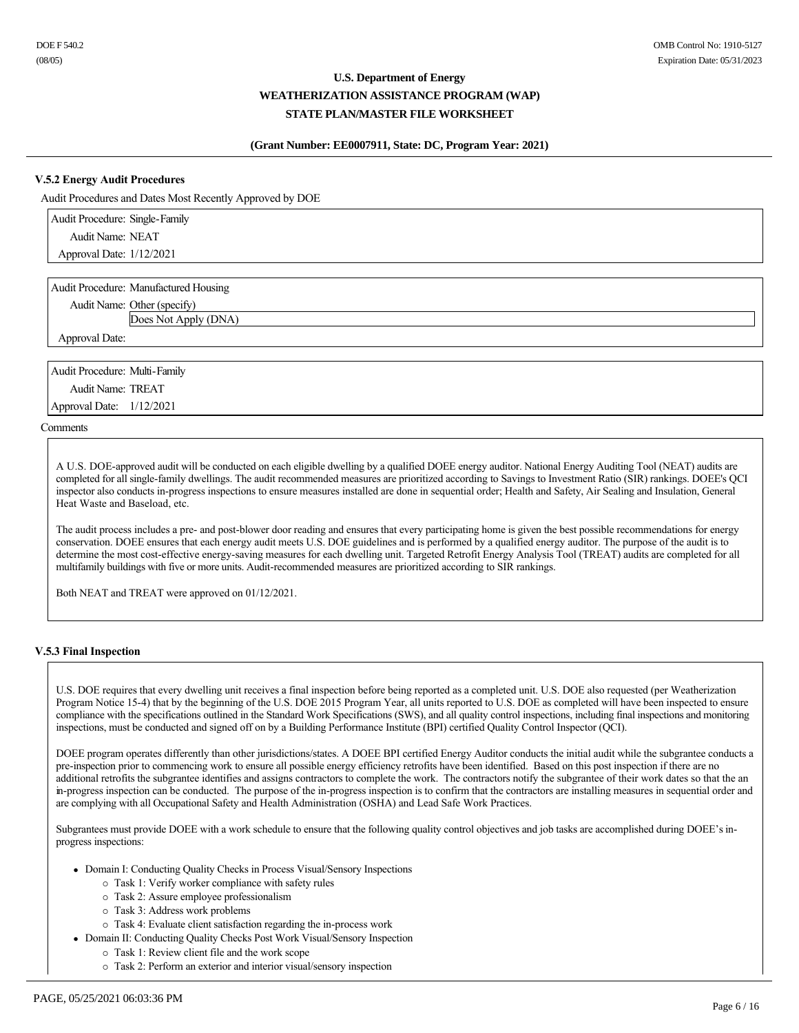### V.5.2 Energy Audit Procedures

Audit Procedures and Dates Most Recently Approved by DOE

Audit Procedure: Single-Family
Audit Name: NEAT
Approval Date: 1/12/2021

Audit Procedure: Manufactured Housing
Audit Name: Other (specify)
Does Not Apply (DNA)
Approval Date:

Audit Procedure: Multi-Family
Audit Name: TREAT
Approval Date: 1/12/2021

Comments

A U.S. DOE-approved audit will be conducted on each eligible dwelling by a qualified DOEE energy auditor. National Energy Auditing Tool (NEAT) audits are completed for all single-family dwellings. The audit recommended measures are prioritized according to Savings to Investment Ratio (SIR) rankings. DOEE's QCI inspector also conducts in-progress inspections to ensure measures installed are done in sequential order; Health and Safety, Air Sealing and Insulation, General Heat Waste and Baseload, etc.

The audit process includes a pre- and post-blower door reading and ensures that every participating home is given the best possible recommendations for energy conservation. DOEE ensures that each energy audit meets U.S. DOE guidelines and is performed by a qualified energy auditor. The purpose of the audit is to determine the most cost-effective energy-saving measures for each dwelling unit. Targeted Retrofit Energy Analysis Tool (TREAT) audits are completed for all multifamily buildings with five or more units. Audit-recommended measures are prioritized according to SIR rankings.

Both NEAT and TREAT were approved on 01/12/2021.

### V.5.3 Final Inspection

U.S. DOE requires that every dwelling unit receives a final inspection before being reported as a completed unit. U.S. DOE also requested (per Weatherization Program Notice 15-4) that by the beginning of the U.S. DOE 2015 Program Year, all units reported to U.S. DOE as completed will have been inspected to ensure compliance with the specifications outlined in the Standard Work Specifications (SWS), and all quality control inspections, including final inspections and monitoring inspections, must be conducted and signed off on by a Building Performance Institute (BPI) certified Quality Control Inspector (QCI).

DOEE program operates differently than other jurisdictions/states. A DOEE BPI certified Energy Auditor conducts the initial audit while the subgrantee conducts a pre-inspection prior to commencing work to ensure all possible energy efficiency retrofits have been identified. Based on this post inspection if there are no additional retrofits the subgrantee identifies and assigns contractors to complete the work. The contractors notify the subgrantee of their work dates so that the an in-progress inspection can be conducted. The purpose of the in-progress inspection is to confirm that the contractors are installing measures in sequential order and are complying with all Occupational Safety and Health Administration (OSHA) and Lead Safe Work Practices.

Subgrantees must provide DOEE with a work schedule to ensure that the following quality control objectives and job tasks are accomplished during DOEE's in-progress inspections:

- Domain I: Conducting Quality Checks in Process Visual/Sensory Inspections
  - Task 1: Verify worker compliance with safety rules
  - Task 2: Assure employee professionalism
  - Task 3: Address work problems
  - Task 4: Evaluate client satisfaction regarding the in-process work
- Domain II: Conducting Quality Checks Post Work Visual/Sensory Inspection
  - Task 1: Review client file and the work scope
  - Task 2: Perform an exterior and interior visual/sensory inspection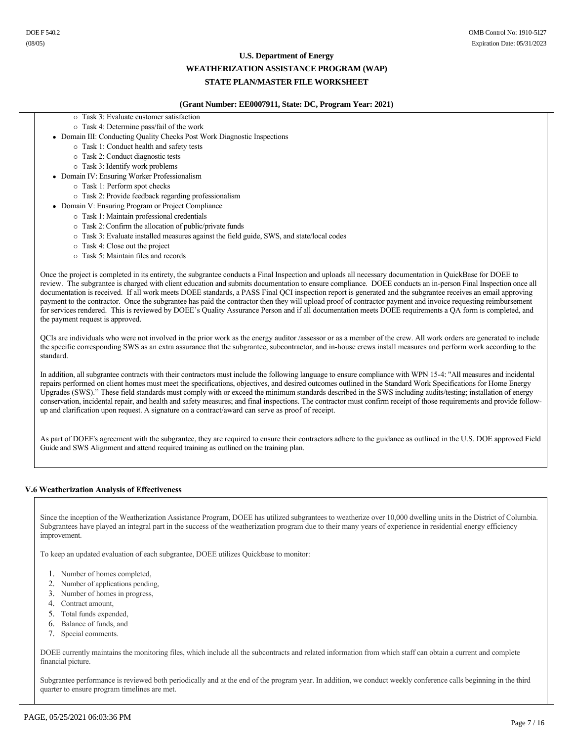- Task 3: Evaluate customer satisfaction
  - Task 4: Determine pass/fail of the work
- Domain III: Conducting Quality Checks Post Work Diagnostic Inspections
  - Task 1: Conduct health and safety tests
  - Task 2: Conduct diagnostic tests
  - Task 3: Identify work problems
- Domain IV: Ensuring Worker Professionalism
  - Task 1: Perform spot checks
  - Task 2: Provide feedback regarding professionalism
- Domain V: Ensuring Program or Project Compliance
  - Task 1: Maintain professional credentials
  - Task 2: Confirm the allocation of public/private funds
  - Task 3: Evaluate installed measures against the field guide, SWS, and state/local codes
  - Task 4: Close out the project
  - Task 5: Maintain files and records

Once the project is completed in its entirety, the subgrantee conducts a Final Inspection and uploads all necessary documentation in QuickBase for DOEE to review. The subgrantee is charged with client education and submits documentation to ensure compliance. DOEE conducts an in-person Final Inspection once all documentation is received. If all work meets DOEE standards, a PASS Final QCI inspection report is generated and the subgrantee receives an email approving payment to the contractor. Once the subgrantee has paid the contractor then they will upload proof of contractor payment and invoice requesting reimbursement for services rendered. This is reviewed by DOEE's Quality Assurance Person and if all documentation meets DOEE requirements a QA form is completed, and the payment request is approved.

QCIs are individuals who were not involved in the prior work as the energy auditor /assessor or as a member of the crew. All work orders are generated to include the specific corresponding SWS as an extra assurance that the subgrantee, subcontractor, and in-house crews install measures and perform work according to the standard.

In addition, all subgrantee contracts with their contractors must include the following language to ensure compliance with WPN 15-4: "All measures and incidental repairs performed on client homes must meet the specifications, objectives, and desired outcomes outlined in the Standard Work Specifications for Home Energy Upgrades (SWS)." These field standards must comply with or exceed the minimum standards described in the SWS including audits/testing; installation of energy conservation, incidental repair, and health and safety measures; and final inspections. The contractor must confirm receipt of those requirements and provide follow-up and clarification upon request. A signature on a contract/award can serve as proof of receipt.

As part of DOEE's agreement with the subgrantee, they are required to ensure their contractors adhere to the guidance as outlined in the U.S. DOE approved Field Guide and SWS Alignment and attend required training as outlined on the training plan.

### V.6 Weatherization Analysis of Effectiveness

Since the inception of the Weatherization Assistance Program, DOEE has utilized subgrantees to weatherize over 10,000 dwelling units in the District of Columbia. Subgrantees have played an integral part in the success of the weatherization program due to their many years of experience in residential energy efficiency improvement.

To keep an updated evaluation of each subgrantee, DOEE utilizes Quickbase to monitor:

1. Number of homes completed,
2. Number of applications pending,
3. Number of homes in progress,
4. Contract amount,
5. Total funds expended,
6. Balance of funds, and
7. Special comments.

DOEE currently maintains the monitoring files, which include all the subcontracts and related information from which staff can obtain a current and complete financial picture.

Subgrantee performance is reviewed both periodically and at the end of the program year. In addition, we conduct weekly conference calls beginning in the third quarter to ensure program timelines are met.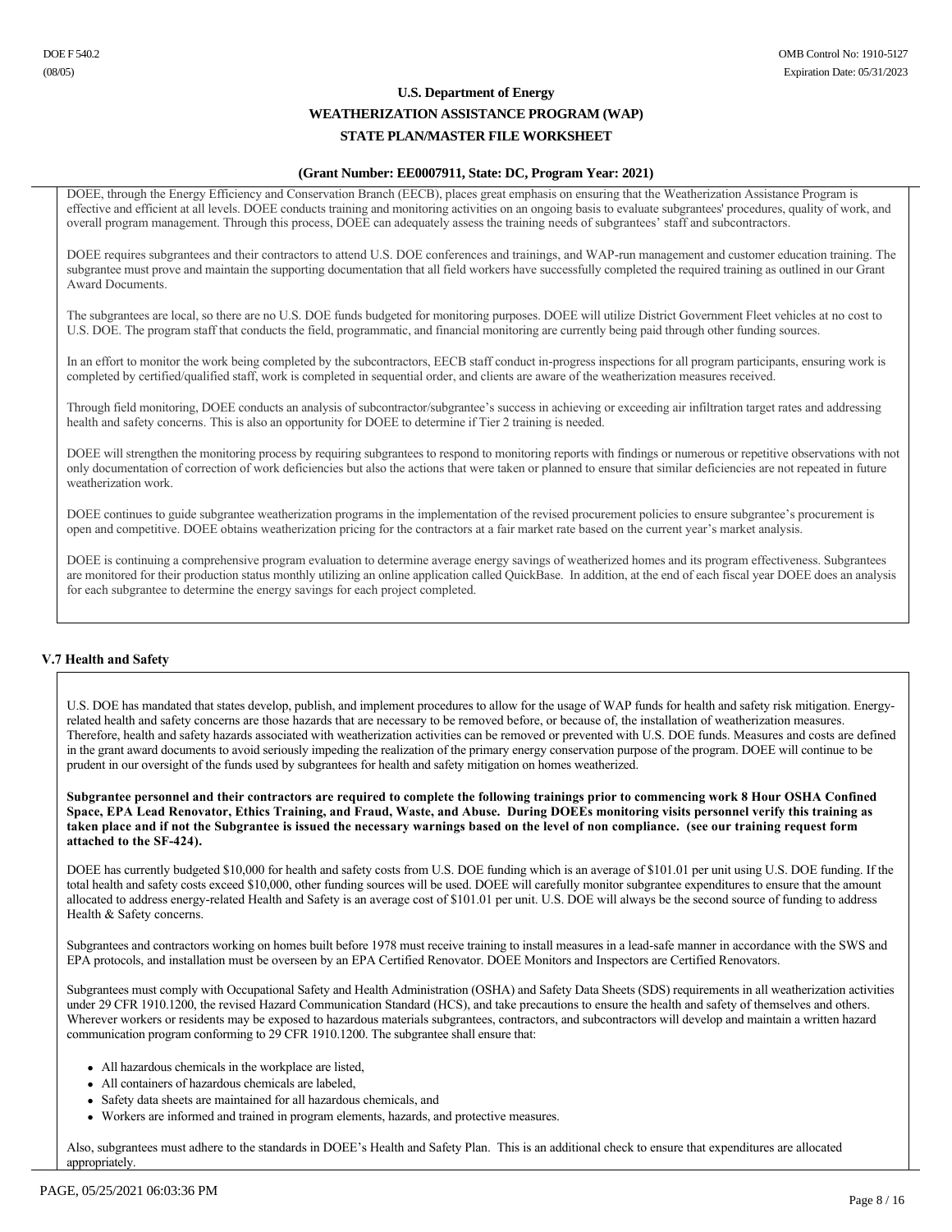DOEE, through the Energy Efficiency and Conservation Branch (EECB), places great emphasis on ensuring that the Weatherization Assistance Program is effective and efficient at all levels. DOEE conducts training and monitoring activities on an ongoing basis to evaluate subgrantees' procedures, quality of work, and overall program management. Through this process, DOEE can adequately assess the training needs of subgrantees' staff and subcontractors.

DOEE requires subgrantees and their contractors to attend U.S. DOE conferences and trainings, and WAP-run management and customer education training. The subgrantee must prove and maintain the supporting documentation that all field workers have successfully completed the required training as outlined in our Grant Award Documents.

The subgrantees are local, so there are no U.S. DOE funds budgeted for monitoring purposes. DOEE will utilize District Government Fleet vehicles at no cost to U.S. DOE. The program staff that conducts the field, programmatic, and financial monitoring are currently being paid through other funding sources.

In an effort to monitor the work being completed by the subcontractors, EECB staff conduct in-progress inspections for all program participants, ensuring work is completed by certified/qualified staff, work is completed in sequential order, and clients are aware of the weatherization measures received.

Through field monitoring, DOEE conducts an analysis of subcontractor/subgrantee's success in achieving or exceeding air infiltration target rates and addressing health and safety concerns. This is also an opportunity for DOEE to determine if Tier 2 training is needed.

DOEE will strengthen the monitoring process by requiring subgrantees to respond to monitoring reports with findings or numerous or repetitive observations with not only documentation of correction of work deficiencies but also the actions that were taken or planned to ensure that similar deficiencies are not repeated in future weatherization work.

DOEE continues to guide subgrantee weatherization programs in the implementation of the revised procurement policies to ensure subgrantee's procurement is open and competitive. DOEE obtains weatherization pricing for the contractors at a fair market rate based on the current year's market analysis.

DOEE is continuing a comprehensive program evaluation to determine average energy savings of weatherized homes and its program effectiveness. Subgrantees are monitored for their production status monthly utilizing an online application called QuickBase. In addition, at the end of each fiscal year DOEE does an analysis for each subgrantee to determine the energy savings for each project completed.

## V.7 Health and Safety

U.S. DOE has mandated that states develop, publish, and implement procedures to allow for the usage of WAP funds for health and safety risk mitigation. Energy-related health and safety concerns are those hazards that are necessary to be removed before, or because of, the installation of weatherization measures. Therefore, health and safety hazards associated with weatherization activities can be removed or prevented with U.S. DOE funds. Measures and costs are defined in the grant award documents to avoid seriously impeding the realization of the primary energy conservation purpose of the program. DOEE will continue to be prudent in our oversight of the funds used by subgrantees for health and safety mitigation on homes weatherized.

**Subgrantee personnel and their contractors are required to complete the following trainings prior to commencing work 8 Hour OSHA Confined Space, EPA Lead Renovator, Ethics Training, and Fraud, Waste, and Abuse. During DOEEs monitoring visits personnel verify this training as taken place and if not the Subgrantee is issued the necessary warnings based on the level of non compliance. (see our training request form attached to the SF-424).**

DOEE has currently budgeted $10,000 for health and safety costs from U.S. DOE funding which is an average of $101.01 per unit using U.S. DOE funding. If the total health and safety costs exceed $10,000, other funding sources will be used. DOEE will carefully monitor subgrantee expenditures to ensure that the amount allocated to address energy-related Health and Safety is an average cost of $101.01 per unit. U.S. DOE will always be the second source of funding to address Health & Safety concerns.

Subgrantees and contractors working on homes built before 1978 must receive training to install measures in a lead-safe manner in accordance with the SWS and EPA protocols, and installation must be overseen by an EPA Certified Renovator. DOEE Monitors and Inspectors are Certified Renovators.

Subgrantees must comply with Occupational Safety and Health Administration (OSHA) and Safety Data Sheets (SDS) requirements in all weatherization activities under 29 CFR 1910.1200, the revised Hazard Communication Standard (HCS), and take precautions to ensure the health and safety of themselves and others. Wherever workers or residents may be exposed to hazardous materials subgrantees, contractors, and subcontractors will develop and maintain a written hazard communication program conforming to 29 CFR 1910.1200. The subgrantee shall ensure that:

- All hazardous chemicals in the workplace are listed,
- All containers of hazardous chemicals are labeled,
- Safety data sheets are maintained for all hazardous chemicals, and
- Workers are informed and trained in program elements, hazards, and protective measures.

Also, subgrantees must adhere to the standards in DOEE's Health and Safety Plan. This is an additional check to ensure that expenditures are allocated appropriately.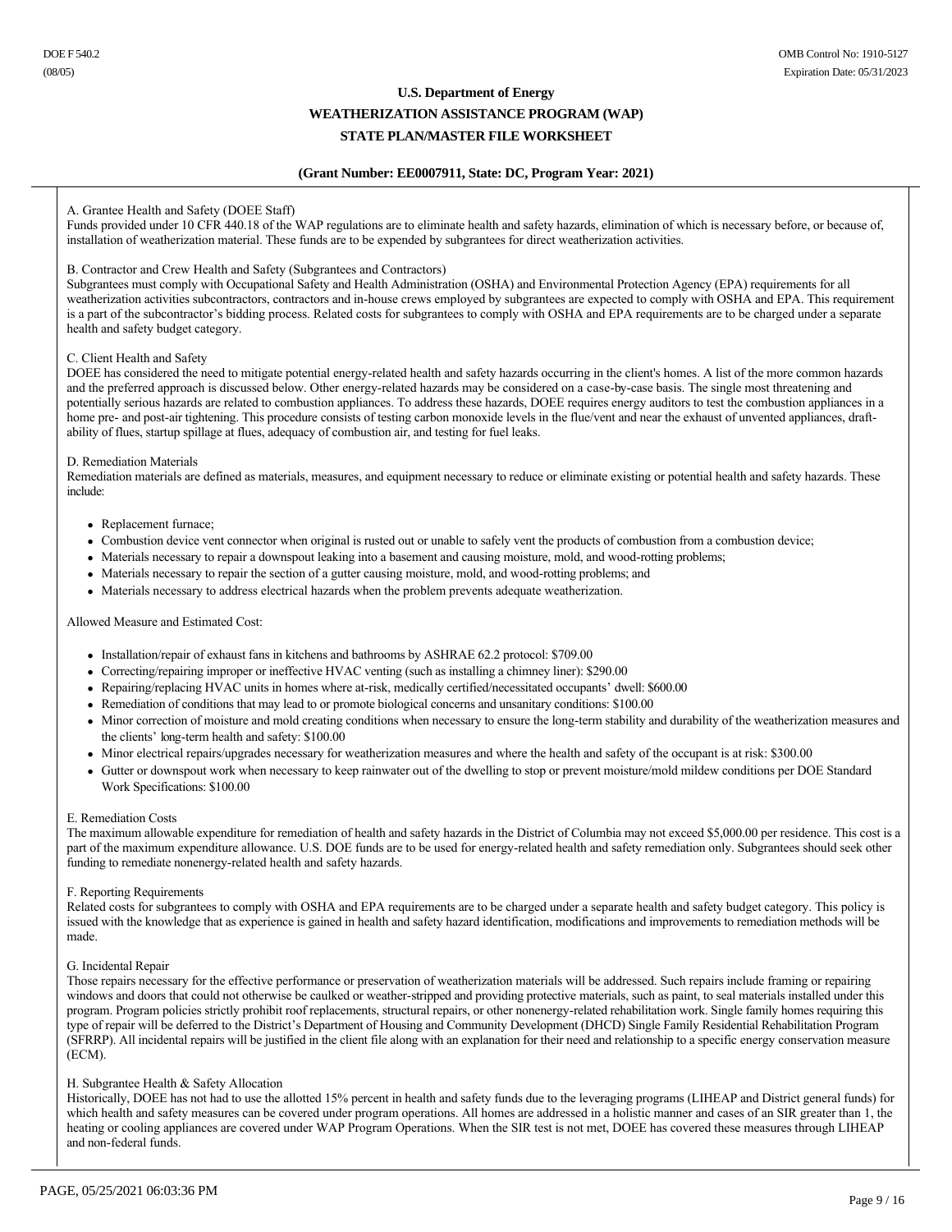**U.S. Department of Energy**

**WEATHERIZATION ASSISTANCE PROGRAM (WAP)**

**STATE PLAN/MASTER FILE WORKSHEET**

**(Grant Number: EE0007911, State: DC, Program Year: 2021)**

A. Grantee Health and Safety (DOEE Staff)
Funds provided under 10 CFR 440.18 of the WAP regulations are to eliminate health and safety hazards, elimination of which is necessary before, or because of, installation of weatherization material. These funds are to be expended by subgrantees for direct weatherization activities.

B. Contractor and Crew Health and Safety (Subgrantees and Contractors)
Subgrantees must comply with Occupational Safety and Health Administration (OSHA) and Environmental Protection Agency (EPA) requirements for all weatherization activities subcontractors, contractors and in-house crews employed by subgrantees are expected to comply with OSHA and EPA. This requirement is a part of the subcontractor's bidding process. Related costs for subgrantees to comply with OSHA and EPA requirements are to be charged under a separate health and safety budget category.

C. Client Health and Safety
DOEE has considered the need to mitigate potential energy-related health and safety hazards occurring in the client's homes. A list of the more common hazards and the preferred approach is discussed below. Other energy-related hazards may be considered on a case-by-case basis. The single most threatening and potentially serious hazards are related to combustion appliances. To address these hazards, DOEE requires energy auditors to test the combustion appliances in a home pre- and post-air tightening. This procedure consists of testing carbon monoxide levels in the flue/vent and near the exhaust of unvented appliances, draft-ability of flues, startup spillage at flues, adequacy of combustion air, and testing for fuel leaks.

D. Remediation Materials
Remediation materials are defined as materials, measures, and equipment necessary to reduce or eliminate existing or potential health and safety hazards. These include:

- Replacement furnace;
- Combustion device vent connector when original is rusted out or unable to safely vent the products of combustion from a combustion device;
- Materials necessary to repair a downspout leaking into a basement and causing moisture, mold, and wood-rotting problems;
- Materials necessary to repair the section of a gutter causing moisture, mold, and wood-rotting problems; and
- Materials necessary to address electrical hazards when the problem prevents adequate weatherization.

Allowed Measure and Estimated Cost:

- Installation/repair of exhaust fans in kitchens and bathrooms by ASHRAE 62.2 protocol: $709.00
- Correcting/repairing improper or ineffective HVAC venting (such as installing a chimney liner): $290.00
- Repairing/replacing HVAC units in homes where at-risk, medically certified/necessitated occupants' dwell: $600.00
- Remediation of conditions that may lead to or promote biological concerns and unsanitary conditions: $100.00
- Minor correction of moisture and mold creating conditions when necessary to ensure the long-term stability and durability of the weatherization measures and the clients' long-term health and safety: $100.00
- Minor electrical repairs/upgrades necessary for weatherization measures and where the health and safety of the occupant is at risk: $300.00
- Gutter or downspout work when necessary to keep rainwater out of the dwelling to stop or prevent moisture/mold mildew conditions per DOE Standard Work Specifications: $100.00

E. Remediation Costs
The maximum allowable expenditure for remediation of health and safety hazards in the District of Columbia may not exceed $5,000.00 per residence. This cost is a part of the maximum expenditure allowance. U.S. DOE funds are to be used for energy-related health and safety remediation only. Subgrantees should seek other funding to remediate nonenergy-related health and safety hazards.

F. Reporting Requirements
Related costs for subgrantees to comply with OSHA and EPA requirements are to be charged under a separate health and safety budget category. This policy is issued with the knowledge that as experience is gained in health and safety hazard identification, modifications and improvements to remediation methods will be made.

G. Incidental Repair
Those repairs necessary for the effective performance or preservation of weatherization materials will be addressed. Such repairs include framing or repairing windows and doors that could not otherwise be caulked or weather-stripped and providing protective materials, such as paint, to seal materials installed under this program. Program policies strictly prohibit roof replacements, structural repairs, or other nonenergy-related rehabilitation work. Single family homes requiring this type of repair will be deferred to the District's Department of Housing and Community Development (DHCD) Single Family Residential Rehabilitation Program (SFRRP). All incidental repairs will be justified in the client file along with an explanation for their need and relationship to a specific energy conservation measure (ECM).

H. Subgrantee Health & Safety Allocation
Historically, DOEE has not had to use the allotted 15% percent in health and safety funds due to the leveraging programs (LIHEAP and District general funds) for which health and safety measures can be covered under program operations. All homes are addressed in a holistic manner and cases of an SIR greater than 1, the heating or cooling appliances are covered under WAP Program Operations. When the SIR test is not met, DOEE has covered these measures through LIHEAP and non-federal funds.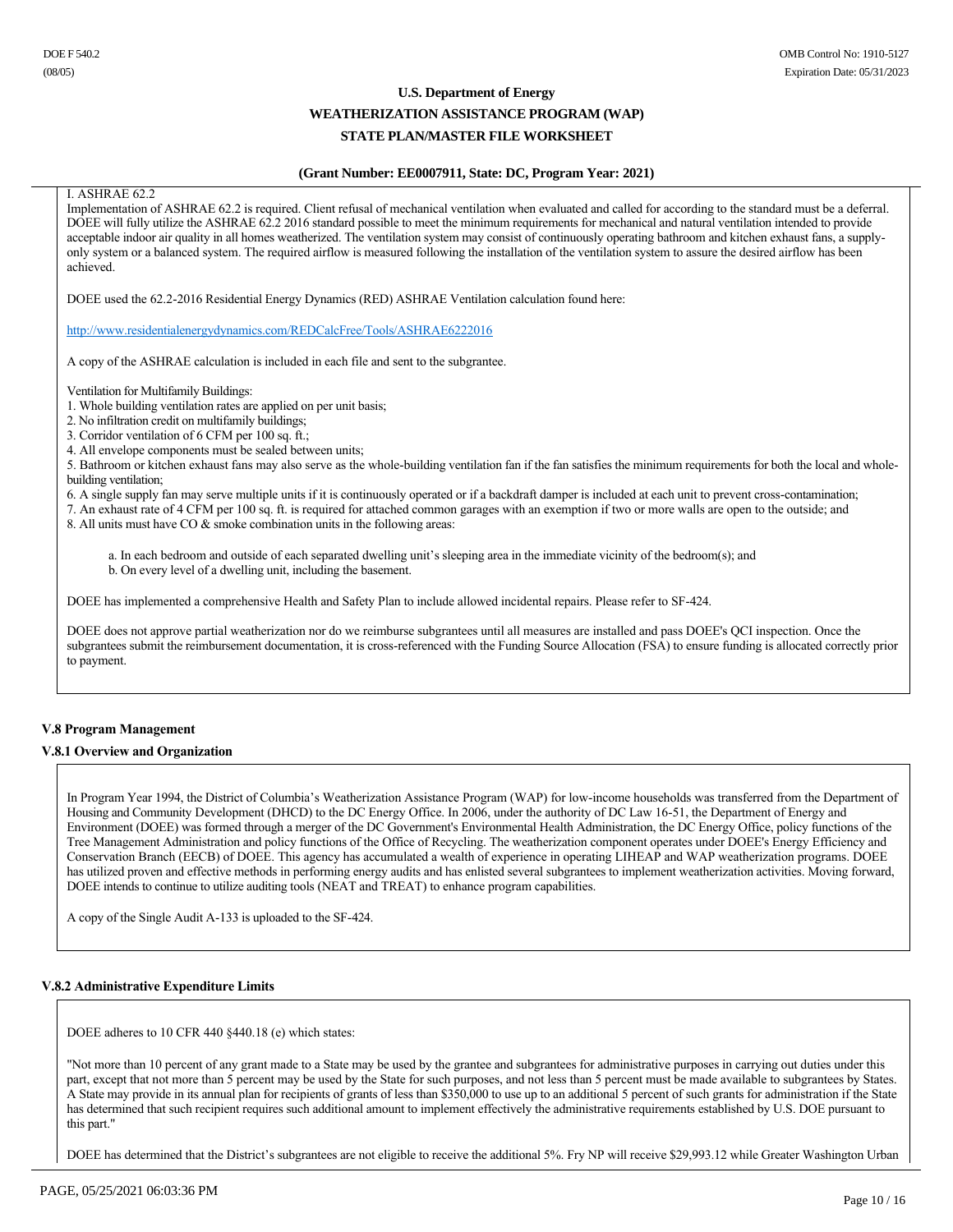I. ASHRAE 62.2

Implementation of ASHRAE 62.2 is required. Client refusal of mechanical ventilation when evaluated and called for according to the standard must be a deferral. DOEE will fully utilize the ASHRAE 62.2 2016 standard possible to meet the minimum requirements for mechanical and natural ventilation intended to provide acceptable indoor air quality in all homes weatherized. The ventilation system may consist of continuously operating bathroom and kitchen exhaust fans, a supply-only system or a balanced system. The required airflow is measured following the installation of the ventilation system to assure the desired airflow has been achieved.

DOEE used the 62.2-2016 Residential Energy Dynamics (RED) ASHRAE Ventilation calculation found here:

http://www.residentialenergydynamics.com/REDCalcFree/Tools/ASHRAE6222016

A copy of the ASHRAE calculation is included in each file and sent to the subgrantee.

Ventilation for Multifamily Buildings:

1. Whole building ventilation rates are applied on per unit basis;
2. No infiltration credit on multifamily buildings;
3. Corridor ventilation of 6 CFM per 100 sq. ft.;
4. All envelope components must be sealed between units;
5. Bathroom or kitchen exhaust fans may also serve as the whole-building ventilation fan if the fan satisfies the minimum requirements for both the local and whole-building ventilation;
6. A single supply fan may serve multiple units if it is continuously operated or if a backdraft damper is included at each unit to prevent cross-contamination;
7. An exhaust rate of 4 CFM per 100 sq. ft. is required for attached common garages with an exemption if two or more walls are open to the outside; and
8. All units must have CO & smoke combination units in the following areas:

   a. In each bedroom and outside of each separated dwelling unit's sleeping area in the immediate vicinity of the bedroom(s); and
   b. On every level of a dwelling unit, including the basement.

DOEE has implemented a comprehensive Health and Safety Plan to include allowed incidental repairs. Please refer to SF-424.

DOEE does not approve partial weatherization nor do we reimburse subgrantees until all measures are installed and pass DOEE's QCI inspection. Once the subgrantees submit the reimbursement documentation, it is cross-referenced with the Funding Source Allocation (FSA) to ensure funding is allocated correctly prior to payment.

## V.8 Program Management

### V.8.1 Overview and Organization

In Program Year 1994, the District of Columbia's Weatherization Assistance Program (WAP) for low-income households was transferred from the Department of Housing and Community Development (DHCD) to the DC Energy Office. In 2006, under the authority of DC Law 16-51, the Department of Energy and Environment (DOEE) was formed through a merger of the DC Government's Environmental Health Administration, the DC Energy Office, policy functions of the Tree Management Administration and policy functions of the Office of Recycling. The weatherization component operates under DOEE's Energy Efficiency and Conservation Branch (EECB) of DOEE. This agency has accumulated a wealth of experience in operating LIHEAP and WAP weatherization programs. DOEE has utilized proven and effective methods in performing energy audits and has enlisted several subgrantees to implement weatherization activities. Moving forward, DOEE intends to continue to utilize auditing tools (NEAT and TREAT) to enhance program capabilities.

A copy of the Single Audit A-133 is uploaded to the SF-424.

### V.8.2 Administrative Expenditure Limits

DOEE adheres to 10 CFR 440 §440.18 (e) which states:

"Not more than 10 percent of any grant made to a State may be used by the grantee and subgrantees for administrative purposes in carrying out duties under this part, except that not more than 5 percent may be used by the State for such purposes, and not less than 5 percent must be made available to subgrantees by States. A State may provide in its annual plan for recipients of grants of less than $350,000 to use up to an additional 5 percent of such grants for administration if the State has determined that such recipient requires such additional amount to implement effectively the administrative requirements established by U.S. DOE pursuant to this part."

DOEE has determined that the District's subgrantees are not eligible to receive the additional 5%. Fry NP will receive $29,993.12 while Greater Washington Urban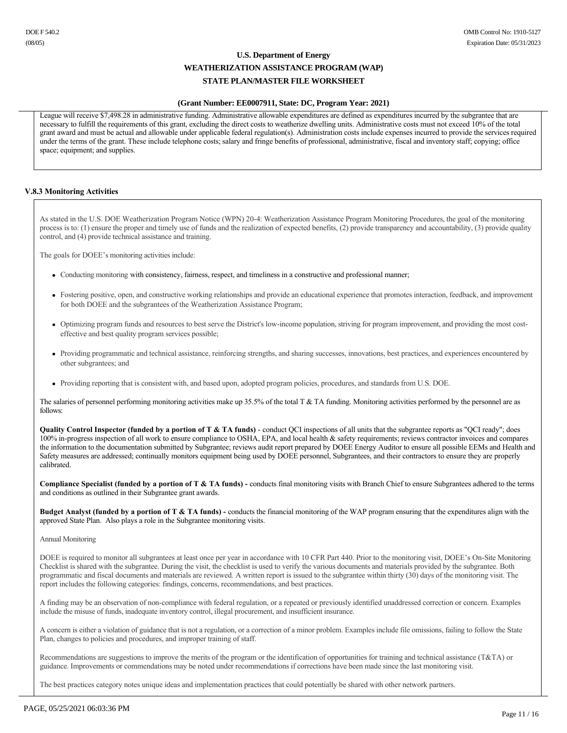League will receive $7,498.28 in administrative funding. Administrative allowable expenditures are defined as expenditures incurred by the subgrantee that are necessary to fulfill the requirements of this grant, excluding the direct costs to weatherize dwelling units. Administrative costs must not exceed 10% of the total grant award and must be actual and allowable under applicable federal regulation(s). Administration costs include expenses incurred to provide the services required under the terms of the grant. These include telephone costs; salary and fringe benefits of professional, administrative, fiscal and inventory staff; copying; office space; equipment; and supplies.

### V.8.3 Monitoring Activities

As stated in the U.S. DOE Weatherization Program Notice (WPN) 20-4: Weatherization Assistance Program Monitoring Procedures, the goal of the monitoring process is to: (1) ensure the proper and timely use of funds and the realization of expected benefits, (2) provide transparency and accountability, (3) provide quality control, and (4) provide technical assistance and training.

The goals for DOEE's monitoring activities include:

- Conducting monitoring with consistency, fairness, respect, and timeliness in a constructive and professional manner;
- Fostering positive, open, and constructive working relationships and provide an educational experience that promotes interaction, feedback, and improvement for both DOEE and the subgrantees of the Weatherization Assistance Program;
- Optimizing program funds and resources to best serve the District's low-income population, striving for program improvement, and providing the most cost-effective and best quality program services possible;
- Providing programmatic and technical assistance, reinforcing strengths, and sharing successes, innovations, best practices, and experiences encountered by other subgrantees; and
- Providing reporting that is consistent with, and based upon, adopted program policies, procedures, and standards from U.S. DOE.

The salaries of personnel performing monitoring activities make up 35.5% of the total T & TA funding. Monitoring activities performed by the personnel are as follows:

**Quality Control Inspector (funded by a portion of T & TA funds)** - conduct QCI inspections of all units that the subgrantee reports as "QCI ready"; does 100% in-progress inspection of all work to ensure compliance to OSHA, EPA, and local health & safety requirements; reviews contractor invoices and compares the information to the documentation submitted by Subgrantee; reviews audit report prepared by DOEE Energy Auditor to ensure all possible EEMs and Health and Safety measures are addressed; continually monitors equipment being used by DOEE personnel, Subgrantees, and their contractors to ensure they are properly calibrated.

**Compliance Specialist (funded by a portion of T & TA funds) -** conducts final monitoring visits with Branch Chief to ensure Subgrantees adhered to the terms and conditions as outlined in their Subgrantee grant awards.

**Budget Analyst (funded by a portion of T & TA funds) -** conducts the financial monitoring of the WAP program ensuring that the expenditures align with the approved State Plan. Also plays a role in the Subgrantee monitoring visits.

Annual Monitoring

DOEE is required to monitor all subgrantees at least once per year in accordance with 10 CFR Part 440. Prior to the monitoring visit, DOEE's On-Site Monitoring Checklist is shared with the subgrantee. During the visit, the checklist is used to verify the various documents and materials provided by the subgrantee. Both programmatic and fiscal documents and materials are reviewed. A written report is issued to the subgrantee within thirty (30) days of the monitoring visit. The report includes the following categories: findings, concerns, recommendations, and best practices.

A finding may be an observation of non-compliance with federal regulation, or a repeated or previously identified unaddressed correction or concern. Examples include the misuse of funds, inadequate inventory control, illegal procurement, and insufficient insurance.

A concern is either a violation of guidance that is not a regulation, or a correction of a minor problem. Examples include file omissions, failing to follow the State Plan, changes to policies and procedures, and improper training of staff.

Recommendations are suggestions to improve the merits of the program or the identification of opportunities for training and technical assistance (T&TA) or guidance. Improvements or commendations may be noted under recommendations if corrections have been made since the last monitoring visit.

The best practices category notes unique ideas and implementation practices that could potentially be shared with other network partners.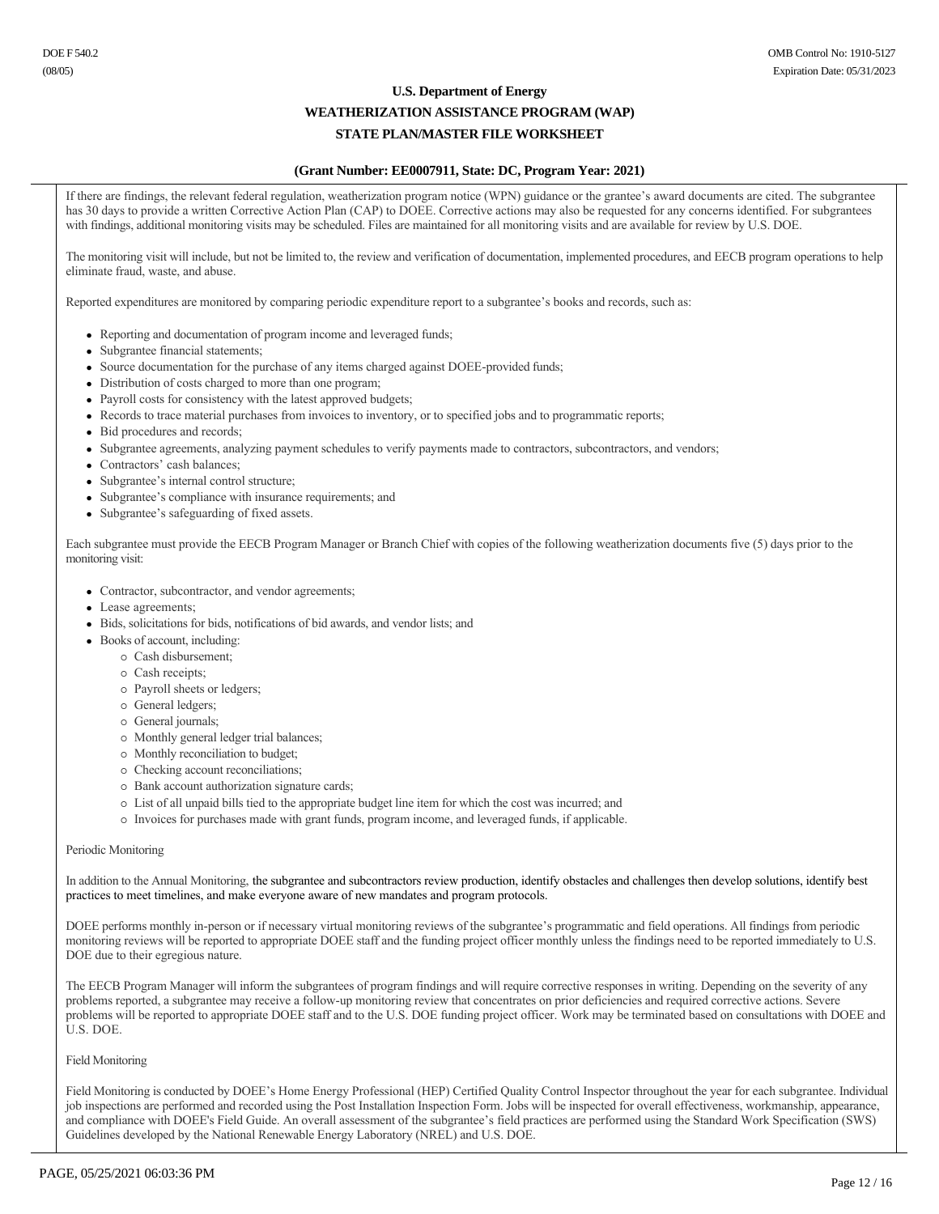If there are findings, the relevant federal regulation, weatherization program notice (WPN) guidance or the grantee's award documents are cited. The subgrantee has 30 days to provide a written Corrective Action Plan (CAP) to DOEE. Corrective actions may also be requested for any concerns identified. For subgrantees with findings, additional monitoring visits may be scheduled. Files are maintained for all monitoring visits and are available for review by U.S. DOE.

The monitoring visit will include, but not be limited to, the review and verification of documentation, implemented procedures, and EECB program operations to help eliminate fraud, waste, and abuse.

Reported expenditures are monitored by comparing periodic expenditure report to a subgrantee's books and records, such as:

- Reporting and documentation of program income and leveraged funds;
- Subgrantee financial statements;
- Source documentation for the purchase of any items charged against DOEE-provided funds;
- Distribution of costs charged to more than one program;
- Payroll costs for consistency with the latest approved budgets;
- Records to trace material purchases from invoices to inventory, or to specified jobs and to programmatic reports;
- Bid procedures and records;
- Subgrantee agreements, analyzing payment schedules to verify payments made to contractors, subcontractors, and vendors;
- Contractors' cash balances;
- Subgrantee's internal control structure;
- Subgrantee's compliance with insurance requirements; and
- Subgrantee's safeguarding of fixed assets.

Each subgrantee must provide the EECB Program Manager or Branch Chief with copies of the following weatherization documents five (5) days prior to the monitoring visit:

- Contractor, subcontractor, and vendor agreements;
- Lease agreements;
- Bids, solicitations for bids, notifications of bid awards, and vendor lists; and
- Books of account, including:
  - Cash disbursement;
  - Cash receipts;
  - Payroll sheets or ledgers;
  - General ledgers;
  - General journals;
  - Monthly general ledger trial balances;
  - Monthly reconciliation to budget;
  - Checking account reconciliations;
  - Bank account authorization signature cards;
  - List of all unpaid bills tied to the appropriate budget line item for which the cost was incurred; and
  - Invoices for purchases made with grant funds, program income, and leveraged funds, if applicable.

Periodic Monitoring

In addition to the Annual Monitoring, the subgrantee and subcontractors review production, identify obstacles and challenges then develop solutions, identify best practices to meet timelines, and make everyone aware of new mandates and program protocols.

DOEE performs monthly in-person or if necessary virtual monitoring reviews of the subgrantee's programmatic and field operations. All findings from periodic monitoring reviews will be reported to appropriate DOEE staff and the funding project officer monthly unless the findings need to be reported immediately to U.S. DOE due to their egregious nature.

The EECB Program Manager will inform the subgrantees of program findings and will require corrective responses in writing. Depending on the severity of any problems reported, a subgrantee may receive a follow-up monitoring review that concentrates on prior deficiencies and required corrective actions. Severe problems will be reported to appropriate DOEE staff and to the U.S. DOE funding project officer. Work may be terminated based on consultations with DOEE and U.S. DOE.

Field Monitoring

Field Monitoring is conducted by DOEE's Home Energy Professional (HEP) Certified Quality Control Inspector throughout the year for each subgrantee. Individual job inspections are performed and recorded using the Post Installation Inspection Form. Jobs will be inspected for overall effectiveness, workmanship, appearance, and compliance with DOEE's Field Guide. An overall assessment of the subgrantee's field practices are performed using the Standard Work Specification (SWS) Guidelines developed by the National Renewable Energy Laboratory (NREL) and U.S. DOE.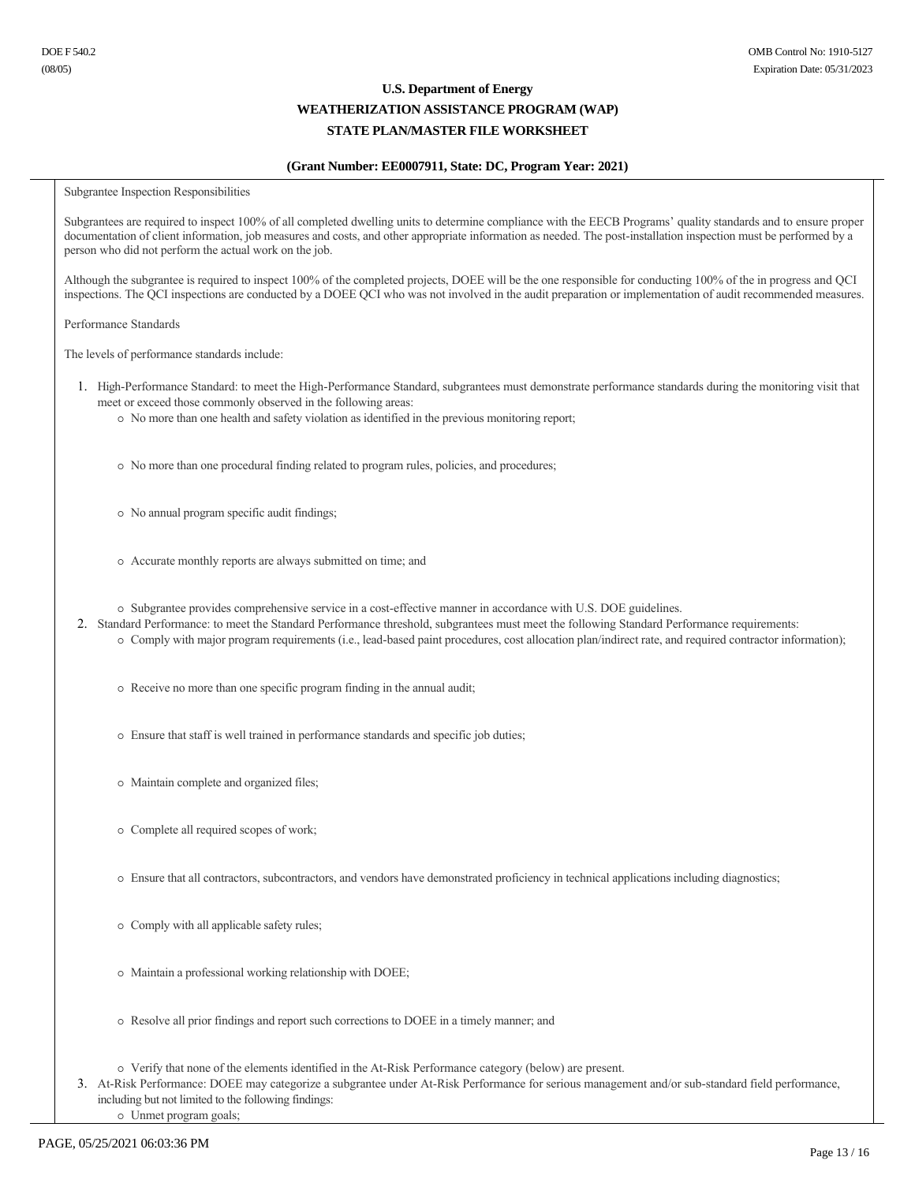Subgrantee Inspection Responsibilities

Subgrantees are required to inspect 100% of all completed dwelling units to determine compliance with the EECB Programs' quality standards and to ensure proper documentation of client information, job measures and costs, and other appropriate information as needed. The post-installation inspection must be performed by a person who did not perform the actual work on the job.

Although the subgrantee is required to inspect 100% of the completed projects, DOEE will be the one responsible for conducting 100% of the in progress and QCI inspections. The QCI inspections are conducted by a DOEE QCI who was not involved in the audit preparation or implementation of audit recommended measures.

Performance Standards

The levels of performance standards include:

1. High-Performance Standard: to meet the High-Performance Standard, subgrantees must demonstrate performance standards during the monitoring visit that meet or exceed those commonly observed in the following areas:
   - No more than one health and safety violation as identified in the previous monitoring report;
   - No more than one procedural finding related to program rules, policies, and procedures;
   - No annual program specific audit findings;
   - Accurate monthly reports are always submitted on time; and
   - Subgrantee provides comprehensive service in a cost-effective manner in accordance with U.S. DOE guidelines.
2. Standard Performance: to meet the Standard Performance threshold, subgrantees must meet the following Standard Performance requirements:
   - Comply with major program requirements (i.e., lead-based paint procedures, cost allocation plan/indirect rate, and required contractor information);
   - Receive no more than one specific program finding in the annual audit;
   - Ensure that staff is well trained in performance standards and specific job duties;
   - Maintain complete and organized files;
   - Complete all required scopes of work;
   - Ensure that all contractors, subcontractors, and vendors have demonstrated proficiency in technical applications including diagnostics;
   - Comply with all applicable safety rules;
   - Maintain a professional working relationship with DOEE;
   - Resolve all prior findings and report such corrections to DOEE in a timely manner; and
   - Verify that none of the elements identified in the At-Risk Performance category (below) are present.
3. At-Risk Performance: DOEE may categorize a subgrantee under At-Risk Performance for serious management and/or sub-standard field performance, including but not limited to the following findings:
   - Unmet program goals;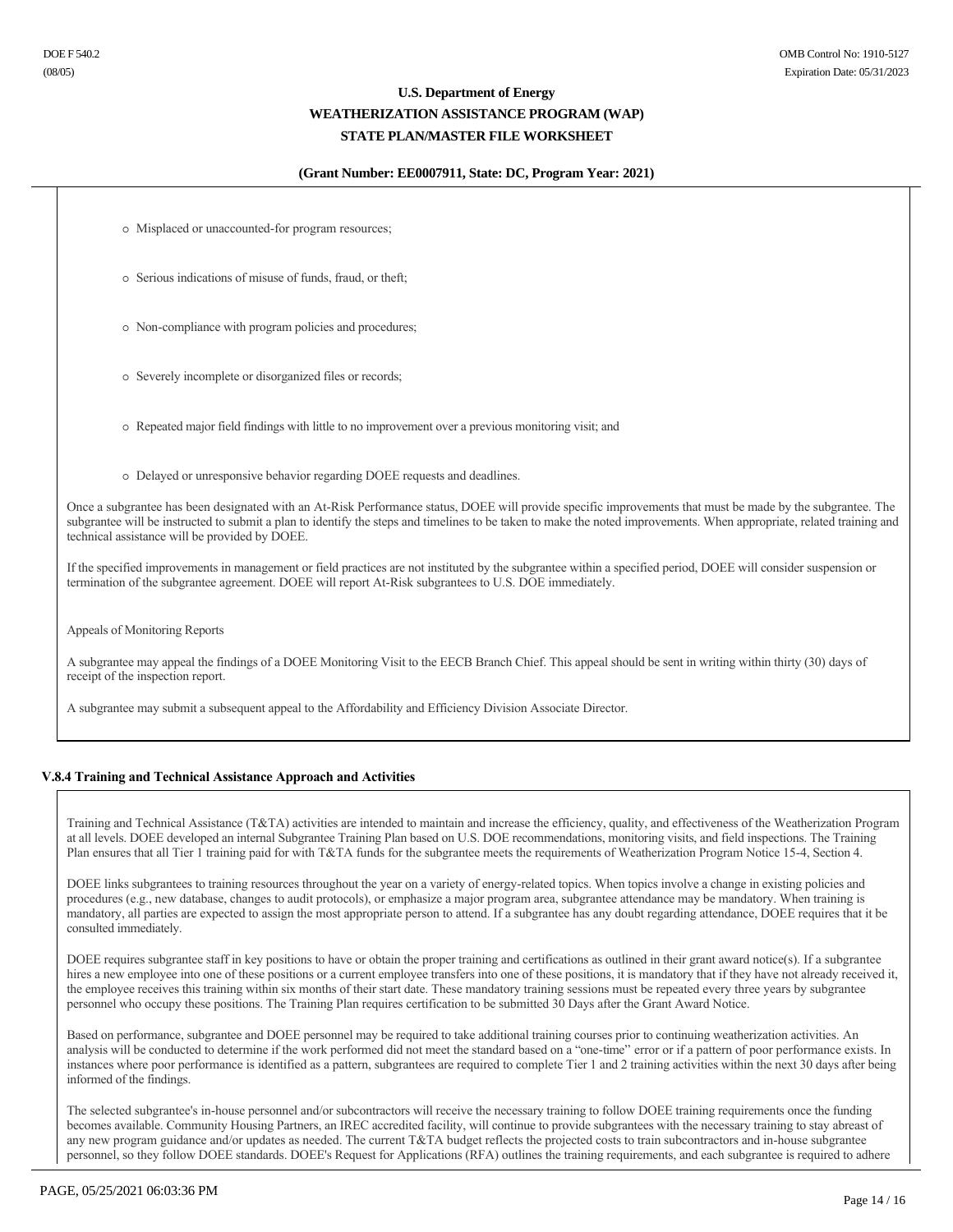- Misplaced or unaccounted-for program resources;
- Serious indications of misuse of funds, fraud, or theft;
- Non-compliance with program policies and procedures;
- Severely incomplete or disorganized files or records;
- Repeated major field findings with little to no improvement over a previous monitoring visit; and
- Delayed or unresponsive behavior regarding DOEE requests and deadlines.

Once a subgrantee has been designated with an At-Risk Performance status, DOEE will provide specific improvements that must be made by the subgrantee. The subgrantee will be instructed to submit a plan to identify the steps and timelines to be taken to make the noted improvements. When appropriate, related training and technical assistance will be provided by DOEE.

If the specified improvements in management or field practices are not instituted by the subgrantee within a specified period, DOEE will consider suspension or termination of the subgrantee agreement. DOEE will report At-Risk subgrantees to U.S. DOE immediately.

Appeals of Monitoring Reports

A subgrantee may appeal the findings of a DOEE Monitoring Visit to the EECB Branch Chief. This appeal should be sent in writing within thirty (30) days of receipt of the inspection report.

A subgrantee may submit a subsequent appeal to the Affordability and Efficiency Division Associate Director.

### V.8.4 Training and Technical Assistance Approach and Activities

Training and Technical Assistance (T&TA) activities are intended to maintain and increase the efficiency, quality, and effectiveness of the Weatherization Program at all levels. DOEE developed an internal Subgrantee Training Plan based on U.S. DOE recommendations, monitoring visits, and field inspections. The Training Plan ensures that all Tier 1 training paid for with T&TA funds for the subgrantee meets the requirements of Weatherization Program Notice 15-4, Section 4.

DOEE links subgrantees to training resources throughout the year on a variety of energy-related topics. When topics involve a change in existing policies and procedures (e.g., new database, changes to audit protocols), or emphasize a major program area, subgrantee attendance may be mandatory. When training is mandatory, all parties are expected to assign the most appropriate person to attend. If a subgrantee has any doubt regarding attendance, DOEE requires that it be consulted immediately.

DOEE requires subgrantee staff in key positions to have or obtain the proper training and certifications as outlined in their grant award notice(s). If a subgrantee hires a new employee into one of these positions or a current employee transfers into one of these positions, it is mandatory that if they have not already received it, the employee receives this training within six months of their start date. These mandatory training sessions must be repeated every three years by subgrantee personnel who occupy these positions. The Training Plan requires certification to be submitted 30 Days after the Grant Award Notice.

Based on performance, subgrantee and DOEE personnel may be required to take additional training courses prior to continuing weatherization activities. An analysis will be conducted to determine if the work performed did not meet the standard based on a "one-time" error or if a pattern of poor performance exists. In instances where poor performance is identified as a pattern, subgrantees are required to complete Tier 1 and 2 training activities within the next 30 days after being informed of the findings.

The selected subgrantee's in-house personnel and/or subcontractors will receive the necessary training to follow DOEE training requirements once the funding becomes available. Community Housing Partners, an IREC accredited facility, will continue to provide subgrantees with the necessary training to stay abreast of any new program guidance and/or updates as needed. The current T&TA budget reflects the projected costs to train subcontractors and in-house subgrantee personnel, so they follow DOEE standards. DOEE's Request for Applications (RFA) outlines the training requirements, and each subgrantee is required to adhere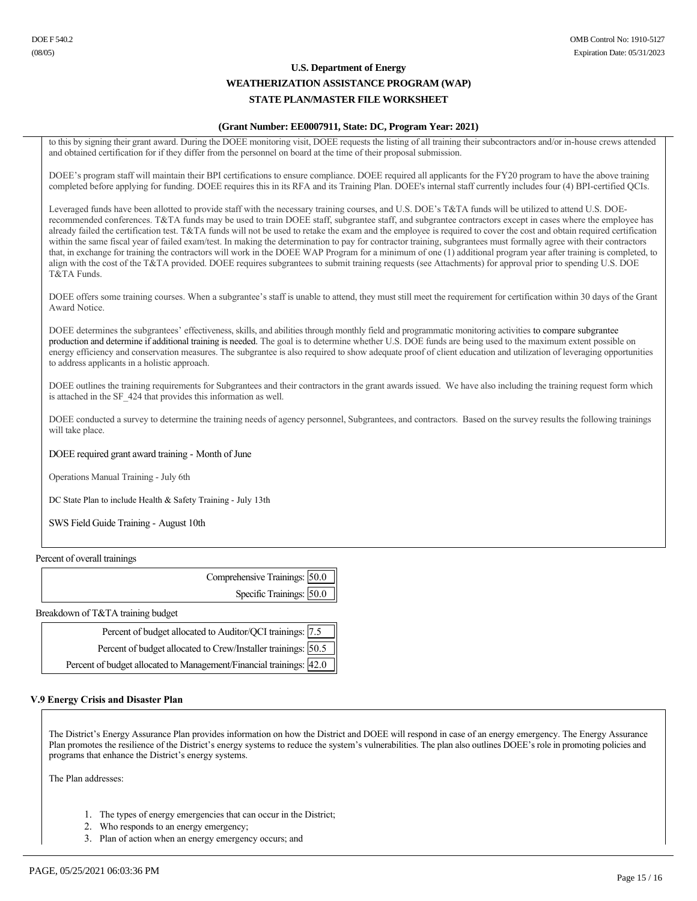to this by signing their grant award. During the DOEE monitoring visit, DOEE requests the listing of all training their subcontractors and/or in-house crews attended and obtained certification for if they differ from the personnel on board at the time of their proposal submission.

DOEE's program staff will maintain their BPI certifications to ensure compliance. DOEE required all applicants for the FY20 program to have the above training completed before applying for funding. DOEE requires this in its RFA and its Training Plan. DOEE's internal staff currently includes four (4) BPI-certified QCIs.

Leveraged funds have been allotted to provide staff with the necessary training courses, and U.S. DOE's T&TA funds will be utilized to attend U.S. DOE-recommended conferences. T&TA funds may be used to train DOEE staff, subgrantee staff, and subgrantee contractors except in cases where the employee has already failed the certification test. T&TA funds will not be used to retake the exam and the employee is required to cover the cost and obtain required certification within the same fiscal year of failed exam/test. In making the determination to pay for contractor training, subgrantees must formally agree with their contractors that, in exchange for training the contractors will work in the DOEE WAP Program for a minimum of one (1) additional program year after training is completed, to align with the cost of the T&TA provided. DOEE requires subgrantees to submit training requests (see Attachments) for approval prior to spending U.S. DOE T&TA Funds.

DOEE offers some training courses. When a subgrantee's staff is unable to attend, they must still meet the requirement for certification within 30 days of the Grant Award Notice.

DOEE determines the subgrantees' effectiveness, skills, and abilities through monthly field and programmatic monitoring activities to compare subgrantee production and determine if additional training is needed. The goal is to determine whether U.S. DOE funds are being used to the maximum extent possible on energy efficiency and conservation measures. The subgrantee is also required to show adequate proof of client education and utilization of leveraging opportunities to address applicants in a holistic approach.

DOEE outlines the training requirements for Subgrantees and their contractors in the grant awards issued. We have also including the training request form which is attached in the SF_424 that provides this information as well.

DOEE conducted a survey to determine the training needs of agency personnel, Subgrantees, and contractors. Based on the survey results the following trainings will take place.

DOEE required grant award training - Month of June

Operations Manual Training - July 6th

DC State Plan to include Health & Safety Training - July 13th

SWS Field Guide Training - August 10th

Percent of overall trainings

| | |
|---|---|
| Comprehensive Trainings: | 50.0 |
| Specific Trainings: | 50.0 |

Breakdown of T&TA training budget

| | |
|---|---|
| Percent of budget allocated to Auditor/QCI trainings: | 7.5 |
| Percent of budget allocated to Crew/Installer trainings: | 50.5 |
| Percent of budget allocated to Management/Financial trainings: | 42.0 |

### V.9 Energy Crisis and Disaster Plan

The District's Energy Assurance Plan provides information on how the District and DOEE will respond in case of an energy emergency. The Energy Assurance Plan promotes the resilience of the District's energy systems to reduce the system's vulnerabilities. The plan also outlines DOEE's role in promoting policies and programs that enhance the District's energy systems.

The Plan addresses:

1. The types of energy emergencies that can occur in the District;
2. Who responds to an energy emergency;
3. Plan of action when an energy emergency occurs; and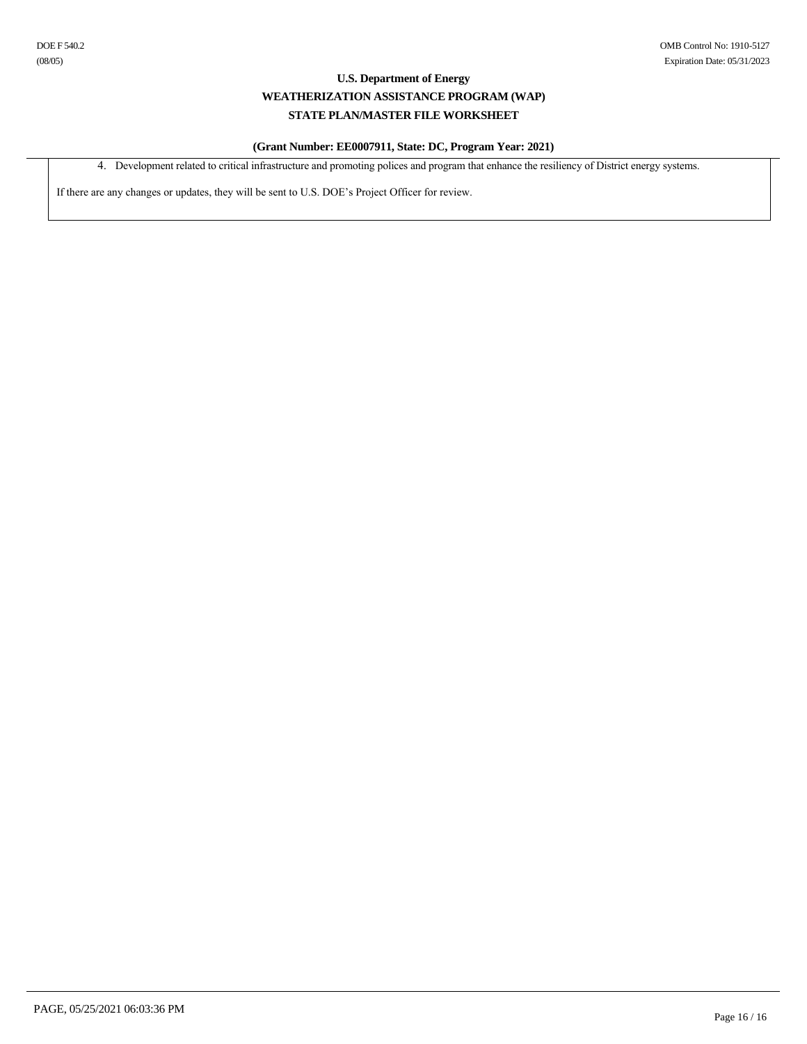4. Development related to critical infrastructure and promoting polices and program that enhance the resiliency of District energy systems.

If there are any changes or updates, they will be sent to U.S. DOE's Project Officer for review.